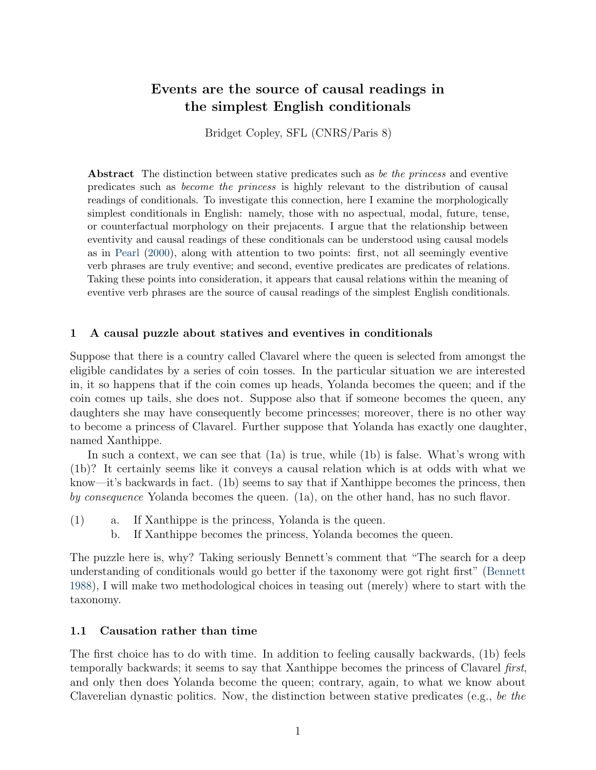# Events are the source of causal readings in the simplest English conditionals

Bridget Copley, SFL (CNRS/Paris 8)

**Abstract** The distinction between stative predicates such as *be the princess* and eventive predicates such as *become the princess* is highly relevant to the distribution of causal readings of conditionals. To investigate this connection, here I examine the morphologically simplest conditionals in English: namely, those with no aspectual, modal, future, tense, or counterfactual morphology on their prejacents. I argue that the relationship between eventivity and causal readings of these conditionals can be understood using causal models as in Pearl (2000), along with attention to two points: first, not all seemingly eventive verb phrases are truly eventive; and second, eventive predicates are predicates of relations. Taking these points into consideration, it appears that causal relations within the meaning of eventive verb phrases are the source of causal readings of the simplest English conditionals.

## 1 A causal puzzle about statives and eventives in conditionals

Suppose that there is a country called Clavarel where the queen is selected from amongst the eligible candidates by a series of coin tosses. In the particular situation we are interested in, it so happens that if the coin comes up heads, Yolanda becomes the queen; and if the coin comes up tails, she does not. Suppose also that if someone becomes the queen, any daughters she may have consequently become princesses; moreover, there is no other way to become a princess of Clavarel. Further suppose that Yolanda has exactly one daughter, named Xanthippe.

In such a context, we can see that (1a) is true, while (1b) is false. What's wrong with (1b)? It certainly seems like it conveys a causal relation which is at odds with what we know—it's backwards in fact. (1b) seems to say that if Xanthippe becomes the princess, then *by consequence* Yolanda becomes the queen. (1a), on the other hand, has no such flavor.

(1) a. If Xanthippe is the princess, Yolanda is the queen.  
 b. If Xanthippe becomes the princess, Yolanda becomes the queen.

The puzzle here is, why? Taking seriously Bennett's comment that "The search for a deep understanding of conditionals would go better if the taxonomy were got right first" (Bennett 1988), I will make two methodological choices in teasing out (merely) where to start with the taxonomy.

### 1.1 Causation rather than time

The first choice has to do with time. In addition to feeling causally backwards, (1b) feels temporally backwards; it seems to say that Xanthippe becomes the princess of Clavarel *first*, and only then does Yolanda become the queen; contrary, again, to what we know about Claverelian dynastic politics. Now, the distinction between stative predicates (e.g., *be the*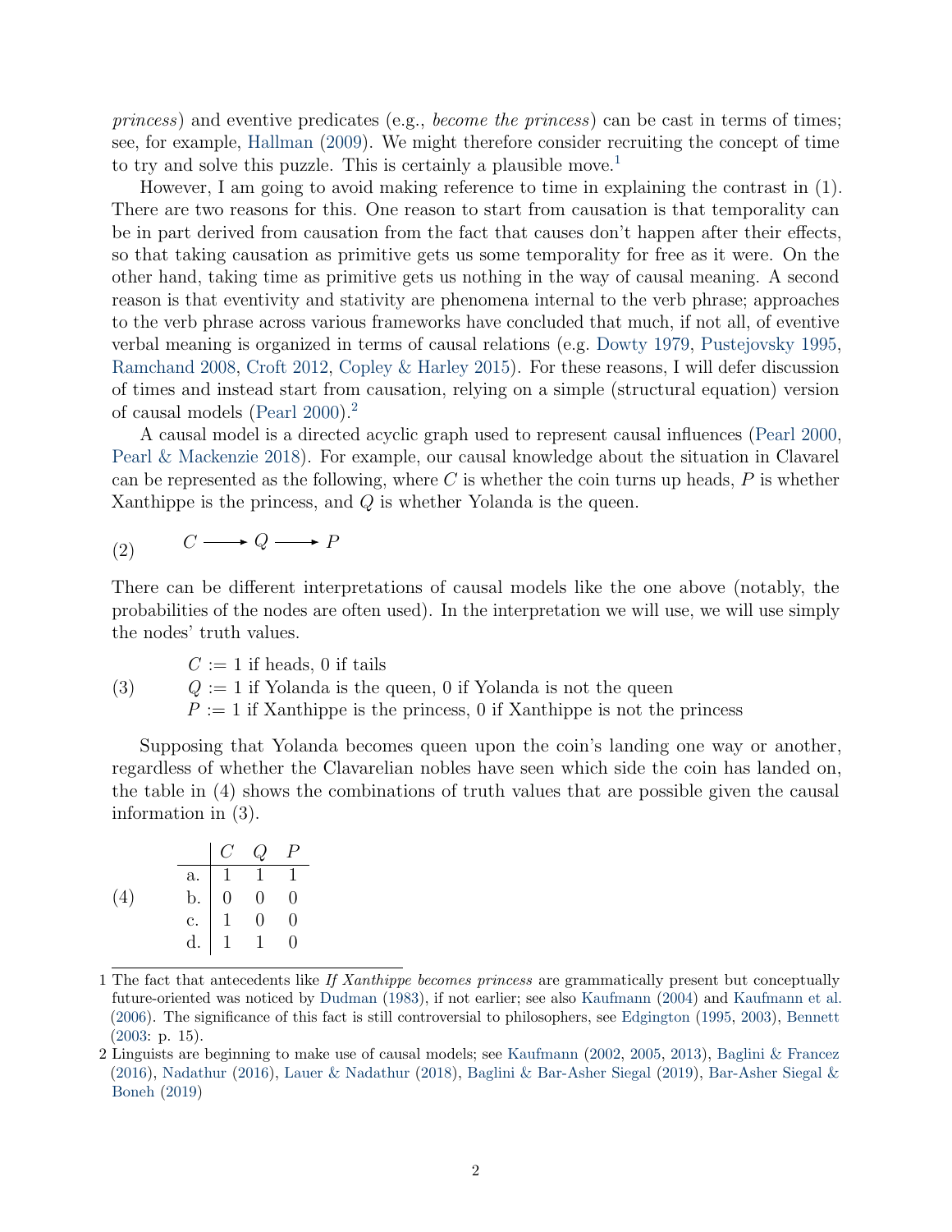*princess*) and eventive predicates (e.g., *become the princess*) can be cast in terms of times; see, for example, Hallman (2009). We might therefore consider recruiting the concept of time to try and solve this puzzle. This is certainly a plausible move.[1]

However, I am going to avoid making reference to time in explaining the contrast in (1). There are two reasons for this. One reason to start from causation is that temporality can be in part derived from causation from the fact that causes don't happen after their effects, so that taking causation as primitive gets us some temporality for free as it were. On the other hand, taking time as primitive gets us nothing in the way of causal meaning. A second reason is that eventivity and stativity are phenomena internal to the verb phrase; approaches to the verb phrase across various frameworks have concluded that much, if not all, of eventive verbal meaning is organized in terms of causal relations (e.g. Dowty 1979, Pustejovsky 1995, Ramchand 2008, Croft 2012, Copley & Harley 2015). For these reasons, I will defer discussion of times and instead start from causation, relying on a simple (structural equation) version of causal models (Pearl 2000).[2]

A causal model is a directed acyclic graph used to represent causal influences (Pearl 2000, Pearl & Mackenzie 2018). For example, our causal knowledge about the situation in Clavarel can be represented as the following, where $C$ is whether the coin turns up heads, $P$ is whether Xanthippe is the princess, and $Q$ is whether Yolanda is the queen.

(2) $C \longrightarrow Q \longrightarrow P$

There can be different interpretations of causal models like the one above (notably, the probabilities of the nodes are often used). In the interpretation we will use, we will use simply the nodes' truth values.

(3)
$C := 1$ if heads, 0 if tails
$Q := 1$ if Yolanda is the queen, 0 if Yolanda is not the queen
$P := 1$ if Xanthippe is the princess, 0 if Xanthippe is not the princess

Supposing that Yolanda becomes queen upon the coin's landing one way or another, regardless of whether the Clavarelian nobles have seen which side the coin has landed on, the table in (4) shows the combinations of truth values that are possible given the causal information in (3).

(4)

| | $C$ | $Q$ | $P$ |
|---|---|---|---|
| a. | 1 | 1 | 1 |
| b. | 0 | 0 | 0 |
| c. | 1 | 0 | 0 |
| d. | 1 | 1 | 0 |

---

1 The fact that antecedents like *If Xanthippe becomes princess* are grammatically present but conceptually future-oriented was noticed by Dudman (1983), if not earlier; see also Kaufmann (2004) and Kaufmann et al. (2006). The significance of this fact is still controversial to philosophers, see Edgington (1995, 2003), Bennett (2003: p. 15).

2 Linguists are beginning to make use of causal models; see Kaufmann (2002, 2005, 2013), Baglini & Francez (2016), Nadathur (2016), Lauer & Nadathur (2018), Baglini & Bar-Asher Siegal (2019), Bar-Asher Siegal & Boneh (2019)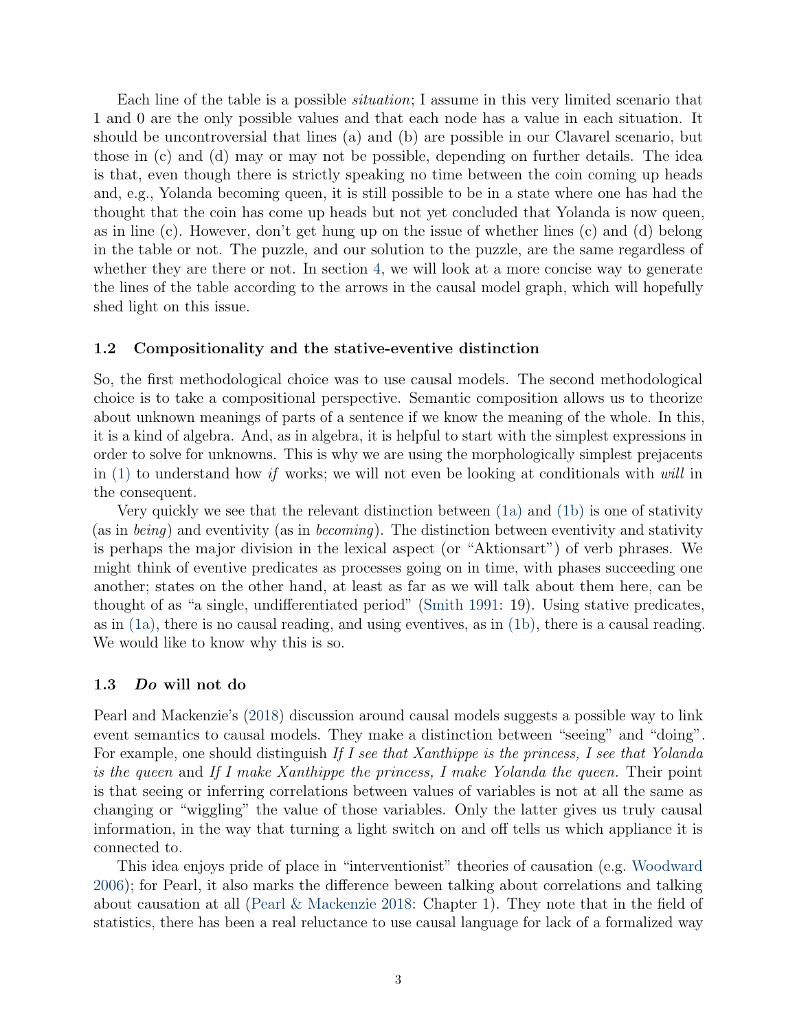Each line of the table is a possible *situation*; I assume in this very limited scenario that 1 and 0 are the only possible values and that each node has a value in each situation. It should be uncontroversial that lines (a) and (b) are possible in our Clavarel scenario, but those in (c) and (d) may or may not be possible, depending on further details. The idea is that, even though there is strictly speaking no time between the coin coming up heads and, e.g., Yolanda becoming queen, it is still possible to be in a state where one has had the thought that the coin has come up heads but not yet concluded that Yolanda is now queen, as in line (c). However, don't get hung up on the issue of whether lines (c) and (d) belong in the table or not. The puzzle, and our solution to the puzzle, are the same regardless of whether they are there or not. In section 4, we will look at a more concise way to generate the lines of the table according to the arrows in the causal model graph, which will hopefully shed light on this issue.

### 1.2 Compositionality and the stative-eventive distinction

So, the first methodological choice was to use causal models. The second methodological choice is to take a compositional perspective. Semantic composition allows us to theorize about unknown meanings of parts of a sentence if we know the meaning of the whole. In this, it is a kind of algebra. And, as in algebra, it is helpful to start with the simplest expressions in order to solve for unknowns. This is why we are using the morphologically simplest prejacents in (1) to understand how *if* works; we will not even be looking at conditionals with *will* in the consequent.

Very quickly we see that the relevant distinction between (1a) and (1b) is one of stativity (as in *being*) and eventivity (as in *becoming*). The distinction between eventivity and stativity is perhaps the major division in the lexical aspect (or "Aktionsart") of verb phrases. We might think of eventive predicates as processes going on in time, with phases succeeding one another; states on the other hand, at least as far as we will talk about them here, can be thought of as "a single, undifferentiated period" (Smith 1991: 19). Using stative predicates, as in (1a), there is no causal reading, and using eventives, as in (1b), there is a causal reading. We would like to know why this is so.

### 1.3 *Do* will not do

Pearl and Mackenzie's (2018) discussion around causal models suggests a possible way to link event semantics to causal models. They make a distinction between "seeing" and "doing". For example, one should distinguish *If I see that Xanthippe is the princess, I see that Yolanda is the queen* and *If I make Xanthippe the princess, I make Yolanda the queen.* Their point is that seeing or inferring correlations between values of variables is not at all the same as changing or "wiggling" the value of those variables. Only the latter gives us truly causal information, in the way that turning a light switch on and off tells us which appliance it is connected to.

This idea enjoys pride of place in "interventionist" theories of causation (e.g. Woodward 2006); for Pearl, it also marks the difference beween talking about correlations and talking about causation at all (Pearl & Mackenzie 2018: Chapter 1). They note that in the field of statistics, there has been a real reluctance to use causal language for lack of a formalized way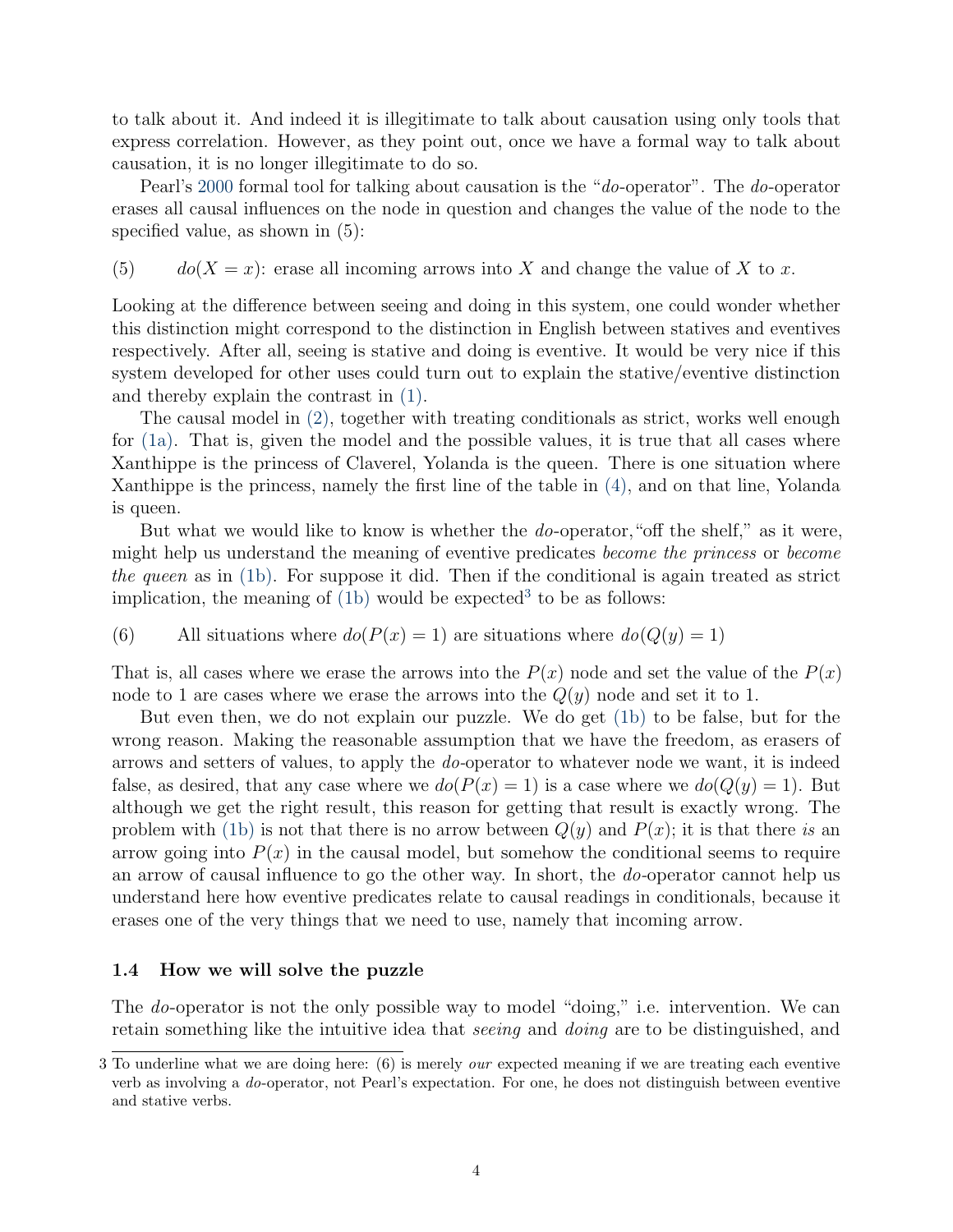to talk about it. And indeed it is illegitimate to talk about causation using only tools that express correlation. However, as they point out, once we have a formal way to talk about causation, it is no longer illegitimate to do so.

Pearl's 2000 formal tool for talking about causation is the "*do*-operator". The *do*-operator erases all causal influences on the node in question and changes the value of the node to the specified value, as shown in (5):

(5) $do(X = x)$: erase all incoming arrows into $X$ and change the value of $X$ to $x$.

Looking at the difference between seeing and doing in this system, one could wonder whether this distinction might correspond to the distinction in English between statives and eventives respectively. After all, seeing is stative and doing is eventive. It would be very nice if this system developed for other uses could turn out to explain the stative/eventive distinction and thereby explain the contrast in (1).

The causal model in (2), together with treating conditionals as strict, works well enough for (1a). That is, given the model and the possible values, it is true that all cases where Xanthippe is the princess of Claverel, Yolanda is the queen. There is one situation where Xanthippe is the princess, namely the first line of the table in (4), and on that line, Yolanda is queen.

But what we would like to know is whether the *do*-operator, "off the shelf," as it were, might help us understand the meaning of eventive predicates *become the princess* or *become the queen* as in (1b). For suppose it did. Then if the conditional is again treated as strict implication, the meaning of (1b) would be expected[3] to be as follows:

(6) All situations where $do(P(x) = 1)$ are situations where $do(Q(y) = 1)$

That is, all cases where we erase the arrows into the $P(x)$ node and set the value of the $P(x)$ node to 1 are cases where we erase the arrows into the $Q(y)$ node and set it to 1.

But even then, we do not explain our puzzle. We do get (1b) to be false, but for the wrong reason. Making the reasonable assumption that we have the freedom, as erasers of arrows and setters of values, to apply the *do*-operator to whatever node we want, it is indeed false, as desired, that any case where we $do(P(x) = 1)$ is a case where we $do(Q(y) = 1)$. But although we get the right result, this reason for getting that result is exactly wrong. The problem with (1b) is not that there is no arrow between $Q(y)$ and $P(x)$; it is that there *is* an arrow going into $P(x)$ in the causal model, but somehow the conditional seems to require an arrow of causal influence to go the other way. In short, the *do*-operator cannot help us understand here how eventive predicates relate to causal readings in conditionals, because it erases one of the very things that we need to use, namely that incoming arrow.

### 1.4 How we will solve the puzzle

The *do*-operator is not the only possible way to model "doing," i.e. intervention. We can retain something like the intuitive idea that *seeing* and *doing* are to be distinguished, and

---

3 To underline what we are doing here: (6) is merely *our* expected meaning if we are treating each eventive verb as involving a *do*-operator, not Pearl's expectation. For one, he does not distinguish between eventive and stative verbs.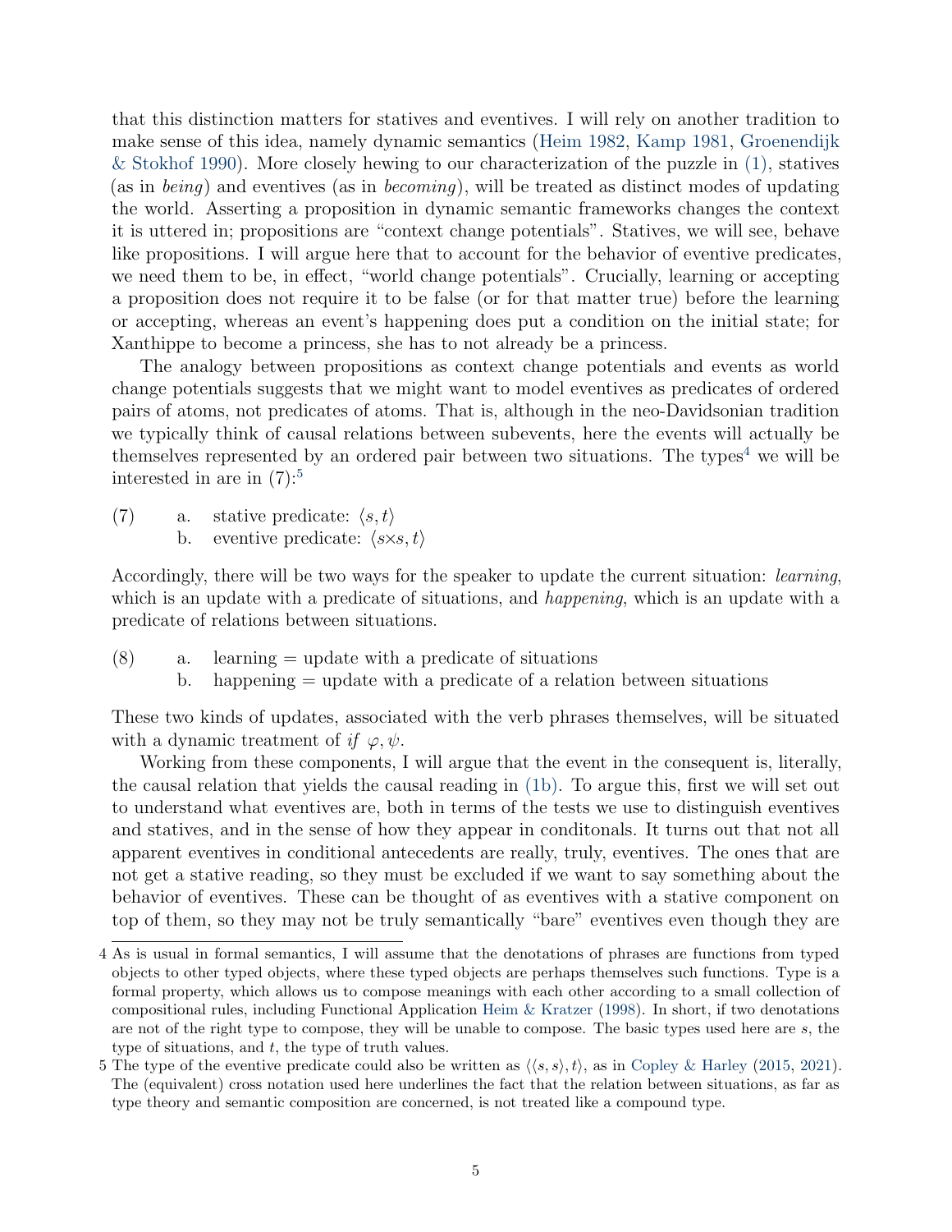that this distinction matters for statives and eventives. I will rely on another tradition to make sense of this idea, namely dynamic semantics (Heim 1982, Kamp 1981, Groenendijk & Stokhof 1990). More closely hewing to our characterization of the puzzle in (1), statives (as in *being*) and eventives (as in *becoming*), will be treated as distinct modes of updating the world. Asserting a proposition in dynamic semantic frameworks changes the context it is uttered in; propositions are "context change potentials". Statives, we will see, behave like propositions. I will argue here that to account for the behavior of eventive predicates, we need them to be, in effect, "world change potentials". Crucially, learning or accepting a proposition does not require it to be false (or for that matter true) before the learning or accepting, whereas an event's happening does put a condition on the initial state; for Xanthippe to become a princess, she has to not already be a princess.

The analogy between propositions as context change potentials and events as world change potentials suggests that we might want to model eventives as predicates of ordered pairs of atoms, not predicates of atoms. That is, although in the neo-Davidsonian tradition we typically think of causal relations between subevents, here the events will actually be themselves represented by an ordered pair between two situations. The types[4] we will be interested in are in (7):[5]

(7) a. stative predicate: $\langle s, t\rangle$
 b. eventive predicate: $\langle s{\times}s, t\rangle$

Accordingly, there will be two ways for the speaker to update the current situation: *learning*, which is an update with a predicate of situations, and *happening*, which is an update with a predicate of relations between situations.

(8) a. learning = update with a predicate of situations
 b. happening = update with a predicate of a relation between situations

These two kinds of updates, associated with the verb phrases themselves, will be situated with a dynamic treatment of *if* $\varphi, \psi$.

Working from these components, I will argue that the event in the consequent is, literally, the causal relation that yields the causal reading in (1b). To argue this, first we will set out to understand what eventives are, both in terms of the tests we use to distinguish eventives and statives, and in the sense of how they appear in conditonals. It turns out that not all apparent eventives in conditional antecedents are really, truly, eventives. The ones that are not get a stative reading, so they must be excluded if we want to say something about the behavior of eventives. These can be thought of as eventives with a stative component on top of them, so they may not be truly semantically "bare" eventives even though they are

4 As is usual in formal semantics, I will assume that the denotations of phrases are functions from typed objects to other typed objects, where these typed objects are perhaps themselves such functions. Type is a formal property, which allows us to compose meanings with each other according to a small collection of compositional rules, including Functional Application Heim & Kratzer (1998). In short, if two denotations are not of the right type to compose, they will be unable to compose. The basic types used here are $s$, the type of situations, and $t$, the type of truth values.

5 The type of the eventive predicate could also be written as $\langle\langle s, s\rangle, t\rangle$, as in Copley & Harley (2015, 2021). The (equivalent) cross notation used here underlines the fact that the relation between situations, as far as type theory and semantic composition are concerned, is not treated like a compound type.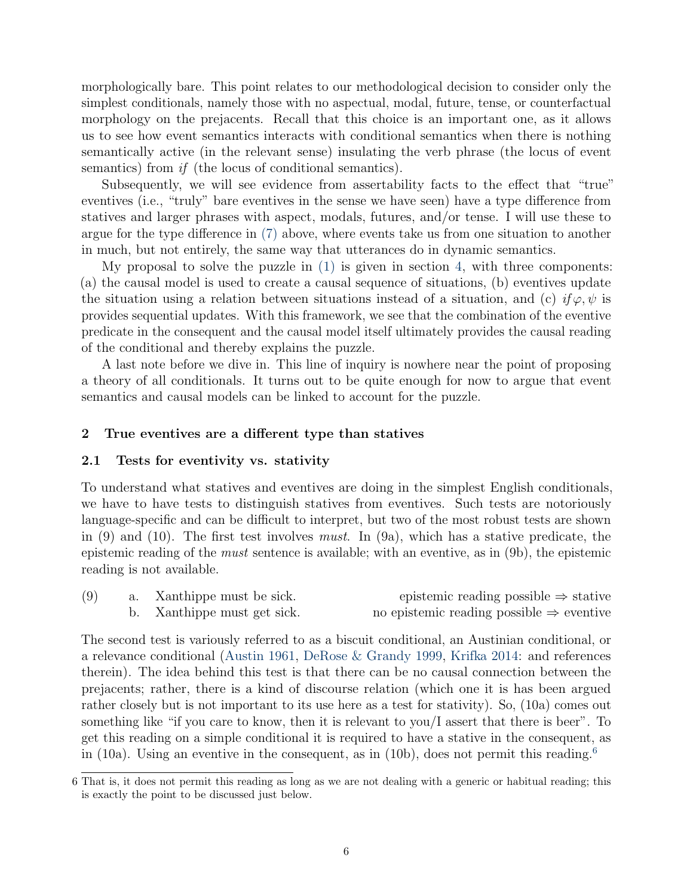morphologically bare. This point relates to our methodological decision to consider only the simplest conditionals, namely those with no aspectual, modal, future, tense, or counterfactual morphology on the prejacents. Recall that this choice is an important one, as it allows us to see how event semantics interacts with conditional semantics when there is nothing semantically active (in the relevant sense) insulating the verb phrase (the locus of event semantics) from *if* (the locus of conditional semantics).

Subsequently, we will see evidence from assertability facts to the effect that "true" eventives (i.e., "truly" bare eventives in the sense we have seen) have a type difference from statives and larger phrases with aspect, modals, futures, and/or tense. I will use these to argue for the type difference in (7) above, where events take us from one situation to another in much, but not entirely, the same way that utterances do in dynamic semantics.

My proposal to solve the puzzle in (1) is given in section 4, with three components: (a) the causal model is used to create a causal sequence of situations, (b) eventives update the situation using a relation between situations instead of a situation, and (c) *if* $\varphi, \psi$ is provides sequential updates. With this framework, we see that the combination of the eventive predicate in the consequent and the causal model itself ultimately provides the causal reading of the conditional and thereby explains the puzzle.

A last note before we dive in. This line of inquiry is nowhere near the point of proposing a theory of all conditionals. It turns out to be quite enough for now to argue that event semantics and causal models can be linked to account for the puzzle.

## 2 True eventives are a different type than statives

### 2.1 Tests for eventivity vs. stativity

To understand what statives and eventives are doing in the simplest English conditionals, we have to have tests to distinguish statives from eventives. Such tests are notoriously language-specific and can be difficult to interpret, but two of the most robust tests are shown in (9) and (10). The first test involves *must*. In (9a), which has a stative predicate, the epistemic reading of the *must* sentence is available; with an eventive, as in (9b), the epistemic reading is not available.

(9) a. Xanthippe must be sick. — epistemic reading possible ⇒ stative
 b. Xanthippe must get sick. — no epistemic reading possible ⇒ eventive

The second test is variously referred to as a biscuit conditional, an Austinian conditional, or a relevance conditional (Austin 1961, DeRose & Grandy 1999, Krifka 2014: and references therein). The idea behind this test is that there can be no causal connection between the prejacents; rather, there is a kind of discourse relation (which one it is has been argued rather closely but is not important to its use here as a test for stativity). So, (10a) comes out something like "if you care to know, then it is relevant to you/I assert that there is beer". To get this reading on a simple conditional it is required to have a stative in the consequent, as in (10a). Using an eventive in the consequent, as in (10b), does not permit this reading.[6]

---

[6] That is, it does not permit this reading as long as we are not dealing with a generic or habitual reading; this is exactly the point to be discussed just below.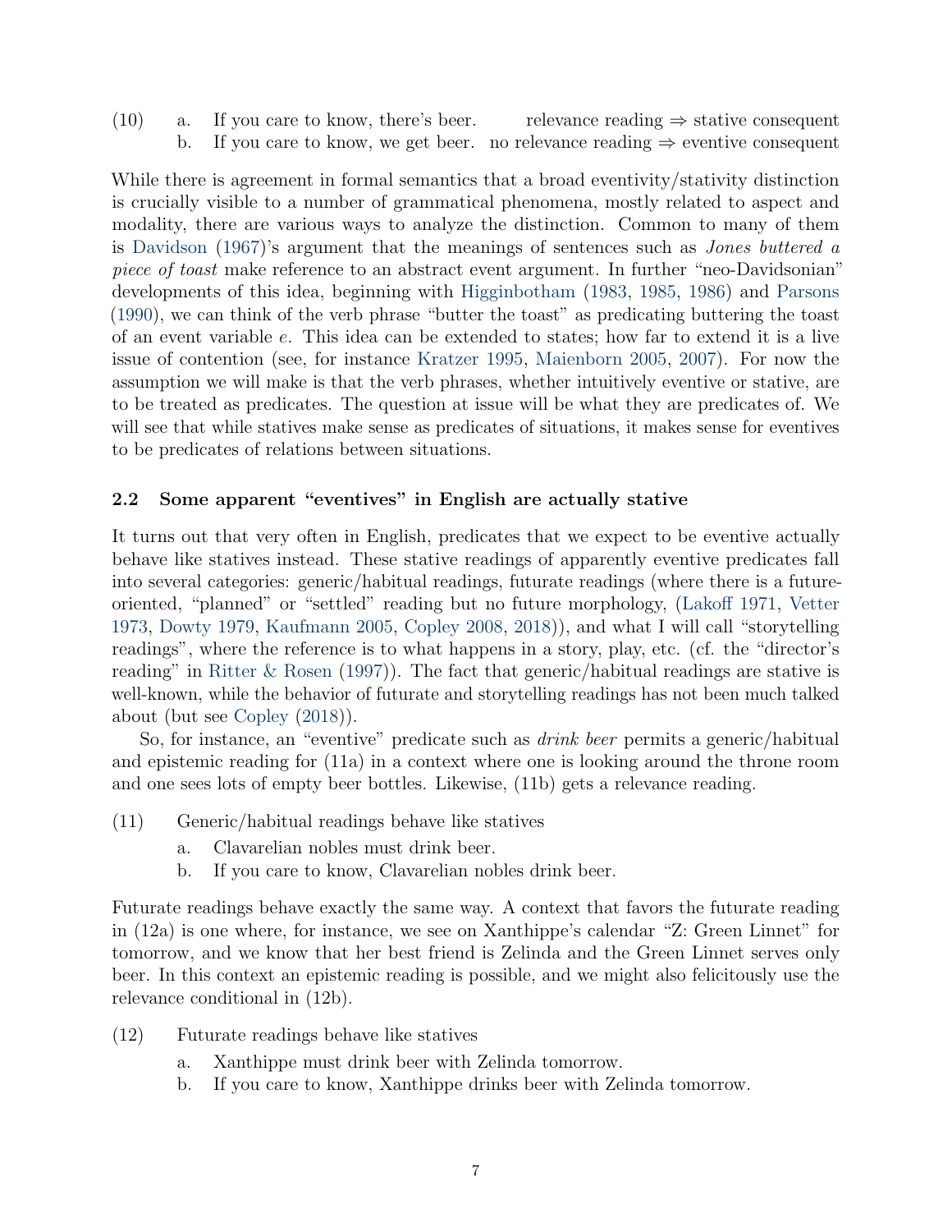(10) a. If you care to know, there's beer. relevance reading ⇒ stative consequent
b. If you care to know, we get beer. no relevance reading ⇒ eventive consequent

While there is agreement in formal semantics that a broad eventivity/stativity distinction is crucially visible to a number of grammatical phenomena, mostly related to aspect and modality, there are various ways to analyze the distinction. Common to many of them is Davidson (1967)'s argument that the meanings of sentences such as *Jones buttered a piece of toast* make reference to an abstract event argument. In further "neo-Davidsonian" developments of this idea, beginning with Higginbotham (1983, 1985, 1986) and Parsons (1990), we can think of the verb phrase "butter the toast" as predicating buttering the toast of an event variable $e$. This idea can be extended to states; how far to extend it is a live issue of contention (see, for instance Kratzer 1995, Maienborn 2005, 2007). For now the assumption we will make is that the verb phrases, whether intuitively eventive or stative, are to be treated as predicates. The question at issue will be what they are predicates of. We will see that while statives make sense as predicates of situations, it makes sense for eventives to be predicates of relations between situations.

### 2.2 Some apparent "eventives" in English are actually stative

It turns out that very often in English, predicates that we expect to be eventive actually behave like statives instead. These stative readings of apparently eventive predicates fall into several categories: generic/habitual readings, futurate readings (where there is a future-oriented, "planned" or "settled" reading but no future morphology, (Lakoff 1971, Vetter 1973, Dowty 1979, Kaufmann 2005, Copley 2008, 2018)), and what I will call "storytelling readings", where the reference is to what happens in a story, play, etc. (cf. the "director's reading" in Ritter & Rosen (1997)). The fact that generic/habitual readings are stative is well-known, while the behavior of futurate and storytelling readings has not been much talked about (but see Copley (2018)).

So, for instance, an "eventive" predicate such as *drink beer* permits a generic/habitual and epistemic reading for (11a) in a context where one is looking around the throne room and one sees lots of empty beer bottles. Likewise, (11b) gets a relevance reading.

(11) Generic/habitual readings behave like statives
a. Clavarelian nobles must drink beer.
b. If you care to know, Clavarelian nobles drink beer.

Futurate readings behave exactly the same way. A context that favors the futurate reading in (12a) is one where, for instance, we see on Xanthippe's calendar "Z: Green Linnet" for tomorrow, and we know that her best friend is Zelinda and the Green Linnet serves only beer. In this context an epistemic reading is possible, and we might also felicitously use the relevance conditional in (12b).

(12) Futurate readings behave like statives
a. Xanthippe must drink beer with Zelinda tomorrow.
b. If you care to know, Xanthippe drinks beer with Zelinda tomorrow.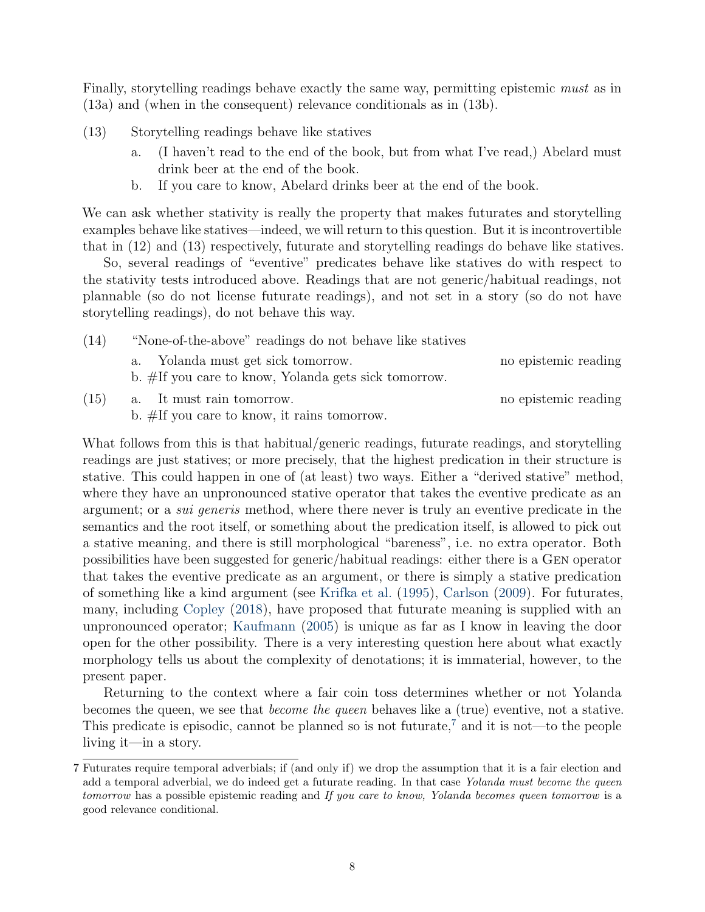Finally, storytelling readings behave exactly the same way, permitting epistemic *must* as in (13a) and (when in the consequent) relevance conditionals as in (13b).

(13) Storytelling readings behave like statives

a. (I haven't read to the end of the book, but from what I've read,) Abelard must drink beer at the end of the book.

b. If you care to know, Abelard drinks beer at the end of the book.

We can ask whether stativity is really the property that makes futurates and storytelling examples behave like statives—indeed, we will return to this question. But it is incontrovertible that in (12) and (13) respectively, futurate and storytelling readings do behave like statives.

So, several readings of "eventive" predicates behave like statives do with respect to the stativity tests introduced above. Readings that are not generic/habitual readings, not plannable (so do not license futurate readings), and not set in a story (so do not have storytelling readings), do not behave this way.

(14) "None-of-the-above" readings do not behave like statives

a. Yolanda must get sick tomorrow. — no epistemic reading

b. #If you care to know, Yolanda gets sick tomorrow.

(15) a. It must rain tomorrow. — no epistemic reading

b. #If you care to know, it rains tomorrow.

What follows from this is that habitual/generic readings, futurate readings, and storytelling readings are just statives; or more precisely, that the highest predication in their structure is stative. This could happen in one of (at least) two ways. Either a "derived stative" method, where they have an unpronounced stative operator that takes the eventive predicate as an argument; or a *sui generis* method, where there never is truly an eventive predicate in the semantics and the root itself, or something about the predication itself, is allowed to pick out a stative meaning, and there is still morphological "bareness", i.e. no extra operator. Both possibilities have been suggested for generic/habitual readings: either there is a Gen operator that takes the eventive predicate as an argument, or there is simply a stative predication of something like a kind argument (see Krifka et al. (1995), Carlson (2009). For futurates, many, including Copley (2018), have proposed that futurate meaning is supplied with an unpronounced operator; Kaufmann (2005) is unique as far as I know in leaving the door open for the other possibility. There is a very interesting question here about what exactly morphology tells us about the complexity of denotations; it is immaterial, however, to the present paper.

Returning to the context where a fair coin toss determines whether or not Yolanda becomes the queen, we see that *become the queen* behaves like a (true) eventive, not a stative. This predicate is episodic, cannot be planned so is not futurate,[7] and it is not—to the people living it—in a story.

[7] Futurates require temporal adverbials; if (and only if) we drop the assumption that it is a fair election and add a temporal adverbial, we do indeed get a futurate reading. In that case *Yolanda must become the queen tomorrow* has a possible epistemic reading and *If you care to know, Yolanda becomes queen tomorrow* is a good relevance conditional.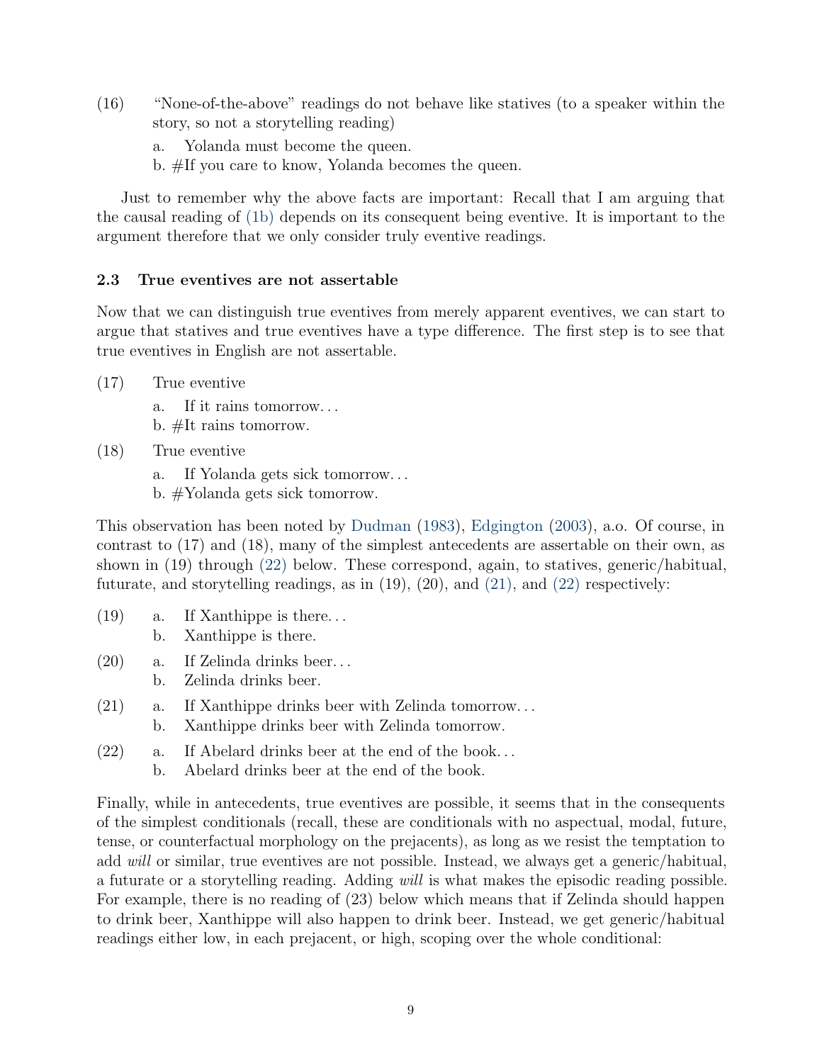(16) "None-of-the-above" readings do not behave like statives (to a speaker within the story, so not a storytelling reading)

a. Yolanda must become the queen.
b. #If you care to know, Yolanda becomes the queen.

Just to remember why the above facts are important: Recall that I am arguing that the causal reading of (1b) depends on its consequent being eventive. It is important to the argument therefore that we only consider truly eventive readings.

### 2.3 True eventives are not assertable

Now that we can distinguish true eventives from merely apparent eventives, we can start to argue that statives and true eventives have a type difference. The first step is to see that true eventives in English are not assertable.

(17) True eventive

a. If it rains tomorrow…
b. #It rains tomorrow.

(18) True eventive

a. If Yolanda gets sick tomorrow…
b. #Yolanda gets sick tomorrow.

This observation has been noted by Dudman (1983), Edgington (2003), a.o. Of course, in contrast to (17) and (18), many of the simplest antecedents are assertable on their own, as shown in (19) through (22) below. These correspond, again, to statives, generic/habitual, futurate, and storytelling readings, as in (19), (20), and (21), and (22) respectively:

(19) a. If Xanthippe is there…
b. Xanthippe is there.

(20) a. If Zelinda drinks beer…
b. Zelinda drinks beer.

(21) a. If Xanthippe drinks beer with Zelinda tomorrow…
b. Xanthippe drinks beer with Zelinda tomorrow.

(22) a. If Abelard drinks beer at the end of the book…
b. Abelard drinks beer at the end of the book.

Finally, while in antecedents, true eventives are possible, it seems that in the consequents of the simplest conditionals (recall, these are conditionals with no aspectual, modal, future, tense, or counterfactual morphology on the prejacents), as long as we resist the temptation to add *will* or similar, true eventives are not possible. Instead, we always get a generic/habitual, a futurate or a storytelling reading. Adding *will* is what makes the episodic reading possible. For example, there is no reading of (23) below which means that if Zelinda should happen to drink beer, Xanthippe will also happen to drink beer. Instead, we get generic/habitual readings either low, in each prejacent, or high, scoping over the whole conditional: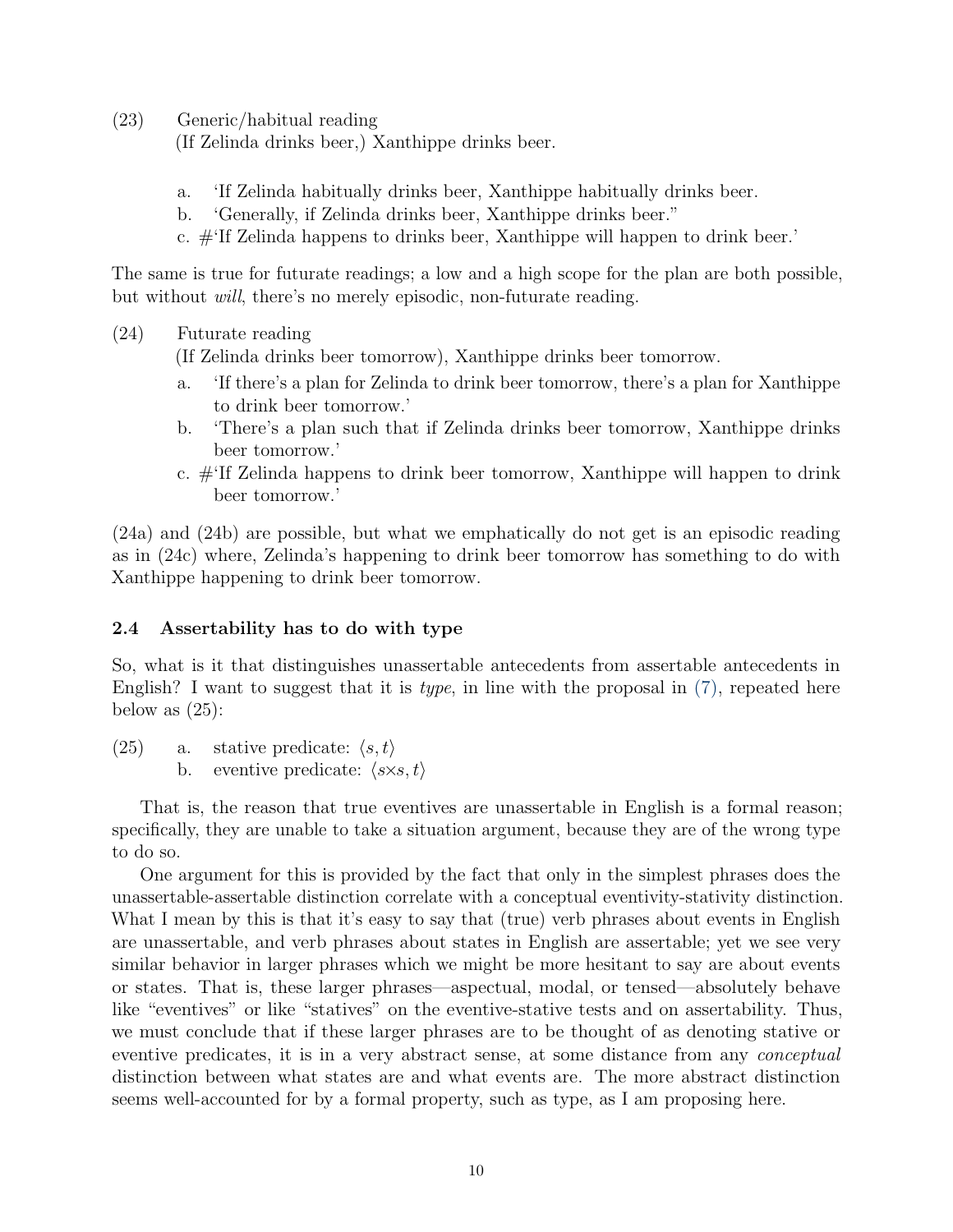(23) Generic/habitual reading
(If Zelinda drinks beer,) Xanthippe drinks beer.

a. 'If Zelinda habitually drinks beer, Xanthippe habitually drinks beer.
b. 'Generally, if Zelinda drinks beer, Xanthippe drinks beer."
c. #'If Zelinda happens to drinks beer, Xanthippe will happen to drink beer.'

The same is true for futurate readings; a low and a high scope for the plan are both possible, but without *will*, there's no merely episodic, non-futurate reading.

(24) Futurate reading
(If Zelinda drinks beer tomorrow), Xanthippe drinks beer tomorrow.
a. 'If there's a plan for Zelinda to drink beer tomorrow, there's a plan for Xanthippe to drink beer tomorrow.'
b. 'There's a plan such that if Zelinda drinks beer tomorrow, Xanthippe drinks beer tomorrow.'
c. #'If Zelinda happens to drink beer tomorrow, Xanthippe will happen to drink beer tomorrow.'

(24a) and (24b) are possible, but what we emphatically do not get is an episodic reading as in (24c) where, Zelinda's happening to drink beer tomorrow has something to do with Xanthippe happening to drink beer tomorrow.

### 2.4 Assertability has to do with type

So, what is it that distinguishes unassertable antecedents from assertable antecedents in English? I want to suggest that it is *type*, in line with the proposal in (7), repeated here below as (25):

(25) a. stative predicate: $\langle s, t\rangle$
b. eventive predicate: $\langle s{\times}s, t\rangle$

That is, the reason that true eventives are unassertable in English is a formal reason; specifically, they are unable to take a situation argument, because they are of the wrong type to do so.

One argument for this is provided by the fact that only in the simplest phrases does the unassertable-assertable distinction correlate with a conceptual eventivity-stativity distinction. What I mean by this is that it's easy to say that (true) verb phrases about events in English are unassertable, and verb phrases about states in English are assertable; yet we see very similar behavior in larger phrases which we might be more hesitant to say are about events or states. That is, these larger phrases—aspectual, modal, or tensed—absolutely behave like "eventives" or like "statives" on the eventive-stative tests and on assertability. Thus, we must conclude that if these larger phrases are to be thought of as denoting stative or eventive predicates, it is in a very abstract sense, at some distance from any *conceptual* distinction between what states are and what events are. The more abstract distinction seems well-accounted for by a formal property, such as type, as I am proposing here.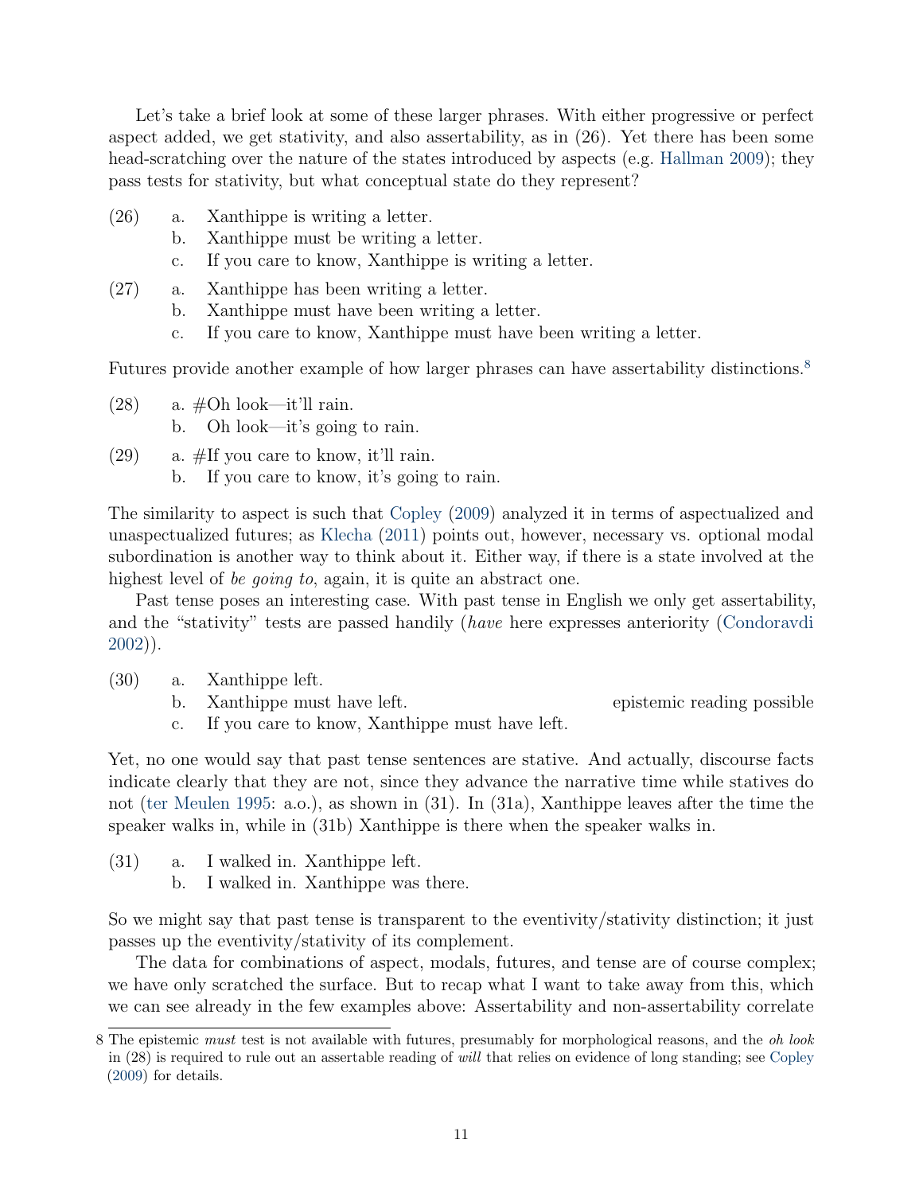Let's take a brief look at some of these larger phrases. With either progressive or perfect aspect added, we get stativity, and also assertability, as in (26). Yet there has been some head-scratching over the nature of the states introduced by aspects (e.g. Hallman 2009); they pass tests for stativity, but what conceptual state do they represent?

(26) a. Xanthippe is writing a letter.
 b. Xanthippe must be writing a letter.
 c. If you care to know, Xanthippe is writing a letter.

(27) a. Xanthippe has been writing a letter.
 b. Xanthippe must have been writing a letter.
 c. If you care to know, Xanthippe must have been writing a letter.

Futures provide another example of how larger phrases can have assertability distinctions.[8]

(28) a. #Oh look—it'll rain.
 b. Oh look—it's going to rain.

(29) a. #If you care to know, it'll rain.
 b. If you care to know, it's going to rain.

The similarity to aspect is such that Copley (2009) analyzed it in terms of aspectualized and unaspectualized futures; as Klecha (2011) points out, however, necessary vs. optional modal subordination is another way to think about it. Either way, if there is a state involved at the highest level of *be going to*, again, it is quite an abstract one.

Past tense poses an interesting case. With past tense in English we only get assertability, and the "stativity" tests are passed handily (*have* here expresses anteriority (Condoravdi 2002)).

(30) a. Xanthippe left.
 b. Xanthippe must have left. — epistemic reading possible
 c. If you care to know, Xanthippe must have left.

Yet, no one would say that past tense sentences are stative. And actually, discourse facts indicate clearly that they are not, since they advance the narrative time while statives do not (ter Meulen 1995: a.o.), as shown in (31). In (31a), Xanthippe leaves after the time the speaker walks in, while in (31b) Xanthippe is there when the speaker walks in.

(31) a. I walked in. Xanthippe left.
 b. I walked in. Xanthippe was there.

So we might say that past tense is transparent to the eventivity/stativity distinction; it just passes up the eventivity/stativity of its complement.

The data for combinations of aspect, modals, futures, and tense are of course complex; we have only scratched the surface. But to recap what I want to take away from this, which we can see already in the few examples above: Assertability and non-assertability correlate

---

8 The epistemic *must* test is not available with futures, presumably for morphological reasons, and the *oh look* in (28) is required to rule out an assertable reading of *will* that relies on evidence of long standing; see Copley (2009) for details.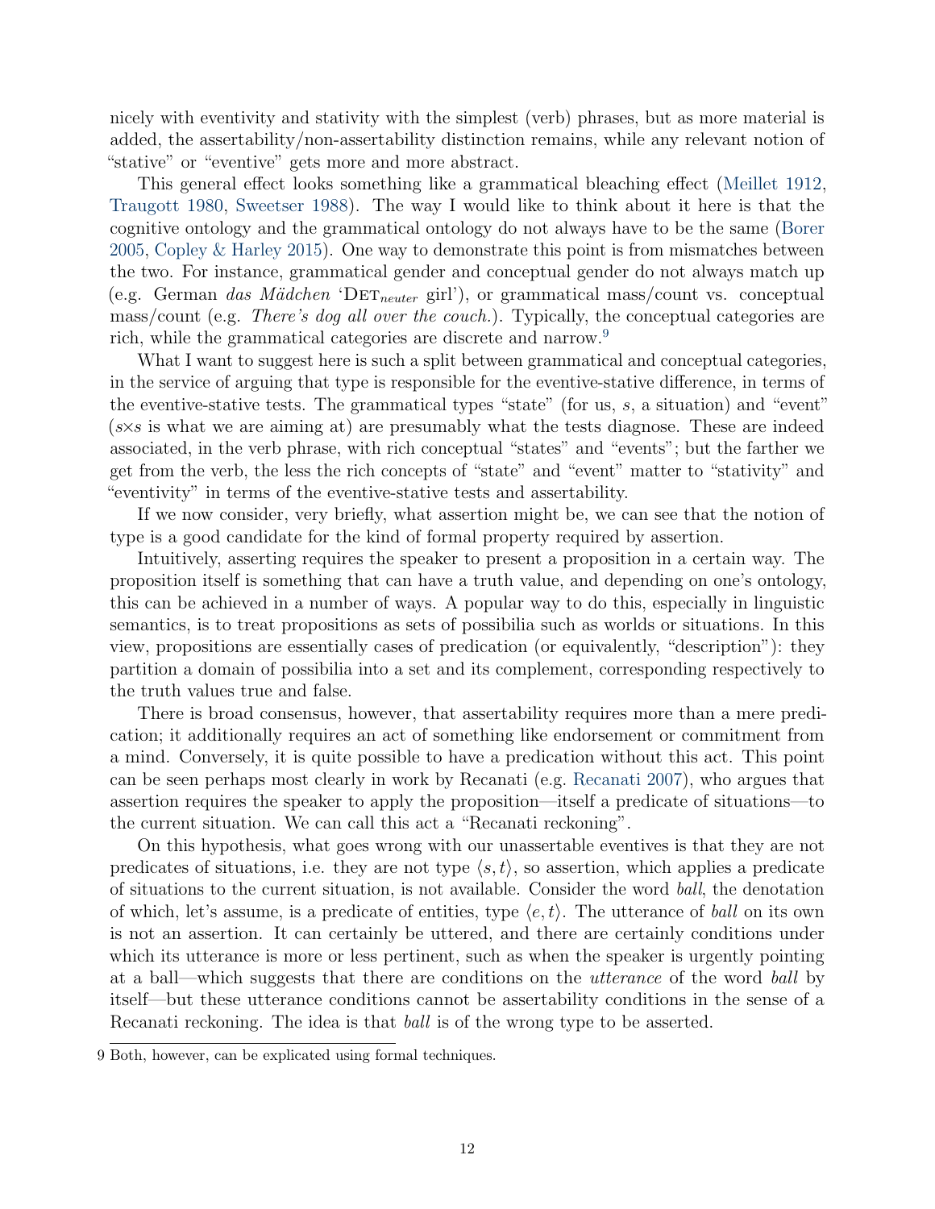nicely with eventivity and stativity with the simplest (verb) phrases, but as more material is added, the assertability/non-assertability distinction remains, while any relevant notion of "stative" or "eventive" gets more and more abstract.

This general effect looks something like a grammatical bleaching effect (Meillet 1912, Traugott 1980, Sweetser 1988). The way I would like to think about it here is that the cognitive ontology and the grammatical ontology do not always have to be the same (Borer 2005, Copley & Harley 2015). One way to demonstrate this point is from mismatches between the two. For instance, grammatical gender and conceptual gender do not always match up (e.g. German *das Mädchen* 'DET$_{neuter}$ girl'), or grammatical mass/count vs. conceptual mass/count (e.g. *There's dog all over the couch.*). Typically, the conceptual categories are rich, while the grammatical categories are discrete and narrow.[9]

What I want to suggest here is such a split between grammatical and conceptual categories, in the service of arguing that type is responsible for the eventive-stative difference, in terms of the eventive-stative tests. The grammatical types "state" (for us, $s$, a situation) and "event" ($s{\times}s$ is what we are aiming at) are presumably what the tests diagnose. These are indeed associated, in the verb phrase, with rich conceptual "states" and "events"; but the farther we get from the verb, the less the rich concepts of "state" and "event" matter to "stativity" and "eventivity" in terms of the eventive-stative tests and assertability.

If we now consider, very briefly, what assertion might be, we can see that the notion of type is a good candidate for the kind of formal property required by assertion.

Intuitively, asserting requires the speaker to present a proposition in a certain way. The proposition itself is something that can have a truth value, and depending on one's ontology, this can be achieved in a number of ways. A popular way to do this, especially in linguistic semantics, is to treat propositions as sets of possibilia such as worlds or situations. In this view, propositions are essentially cases of predication (or equivalently, "description"): they partition a domain of possibilia into a set and its complement, corresponding respectively to the truth values true and false.

There is broad consensus, however, that assertability requires more than a mere predication; it additionally requires an act of something like endorsement or commitment from a mind. Conversely, it is quite possible to have a predication without this act. This point can be seen perhaps most clearly in work by Recanati (e.g. Recanati 2007), who argues that assertion requires the speaker to apply the proposition—itself a predicate of situations—to the current situation. We can call this act a "Recanati reckoning".

On this hypothesis, what goes wrong with our unassertable eventives is that they are not predicates of situations, i.e. they are not type $\langle s, t\rangle$, so assertion, which applies a predicate of situations to the current situation, is not available. Consider the word *ball*, the denotation of which, let's assume, is a predicate of entities, type $\langle e, t\rangle$. The utterance of *ball* on its own is not an assertion. It can certainly be uttered, and there are certainly conditions under which its utterance is more or less pertinent, such as when the speaker is urgently pointing at a ball—which suggests that there are conditions on the *utterance* of the word *ball* by itself—but these utterance conditions cannot be assertability conditions in the sense of a Recanati reckoning. The idea is that *ball* is of the wrong type to be asserted.

---

9 Both, however, can be explicated using formal techniques.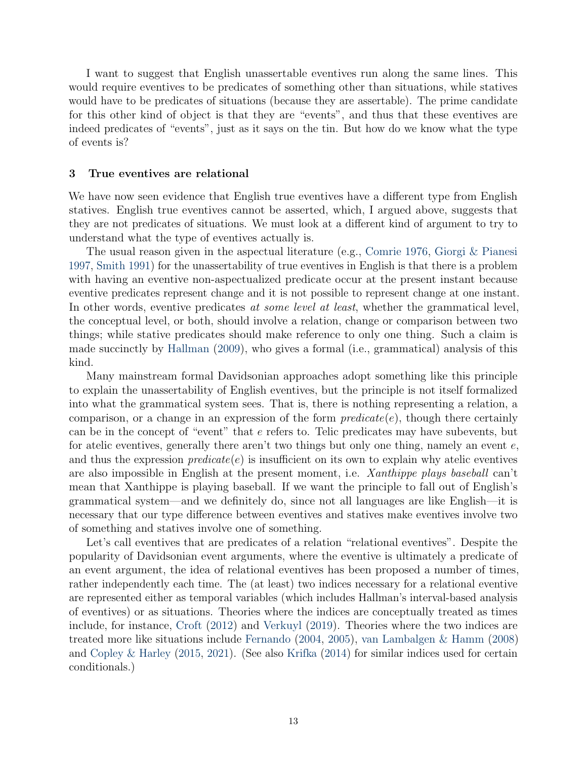I want to suggest that English unassertable eventives run along the same lines. This would require eventives to be predicates of something other than situations, while statives would have to be predicates of situations (because they are assertable). The prime candidate for this other kind of object is that they are "events", and thus that these eventives are indeed predicates of "events", just as it says on the tin. But how do we know what the type of events is?

## 3 True eventives are relational

We have now seen evidence that English true eventives have a different type from English statives. English true eventives cannot be asserted, which, I argued above, suggests that they are not predicates of situations. We must look at a different kind of argument to try to understand what the type of eventives actually is.

The usual reason given in the aspectual literature (e.g., Comrie 1976, Giorgi & Pianesi 1997, Smith 1991) for the unassertability of true eventives in English is that there is a problem with having an eventive non-aspectualized predicate occur at the present instant because eventive predicates represent change and it is not possible to represent change at one instant. In other words, eventive predicates *at some level at least*, whether the grammatical level, the conceptual level, or both, should involve a relation, change or comparison between two things; while stative predicates should make reference to only one thing. Such a claim is made succinctly by Hallman (2009), who gives a formal (i.e., grammatical) analysis of this kind.

Many mainstream formal Davidsonian approaches adopt something like this principle to explain the unassertability of English eventives, but the principle is not itself formalized into what the grammatical system sees. That is, there is nothing representing a relation, a comparison, or a change in an expression of the form $predicate(e)$, though there certainly can be in the concept of "event" that $e$ refers to. Telic predicates may have subevents, but for atelic eventives, generally there aren't two things but only one thing, namely an event $e$, and thus the expression $predicate(e)$ is insufficient on its own to explain why atelic eventives are also impossible in English at the present moment, i.e. *Xanthippe plays baseball* can't mean that Xanthippe is playing baseball. If we want the principle to fall out of English's grammatical system—and we definitely do, since not all languages are like English—it is necessary that our type difference between eventives and statives make eventives involve two of something and statives involve one of something.

Let's call eventives that are predicates of a relation "relational eventives". Despite the popularity of Davidsonian event arguments, where the eventive is ultimately a predicate of an event argument, the idea of relational eventives has been proposed a number of times, rather independently each time. The (at least) two indices necessary for a relational eventive are represented either as temporal variables (which includes Hallman's interval-based analysis of eventives) or as situations. Theories where the indices are conceptually treated as times include, for instance, Croft (2012) and Verkuyl (2019). Theories where the two indices are treated more like situations include Fernando (2004, 2005), van Lambalgen & Hamm (2008) and Copley & Harley (2015, 2021). (See also Krifka (2014) for similar indices used for certain conditionals.)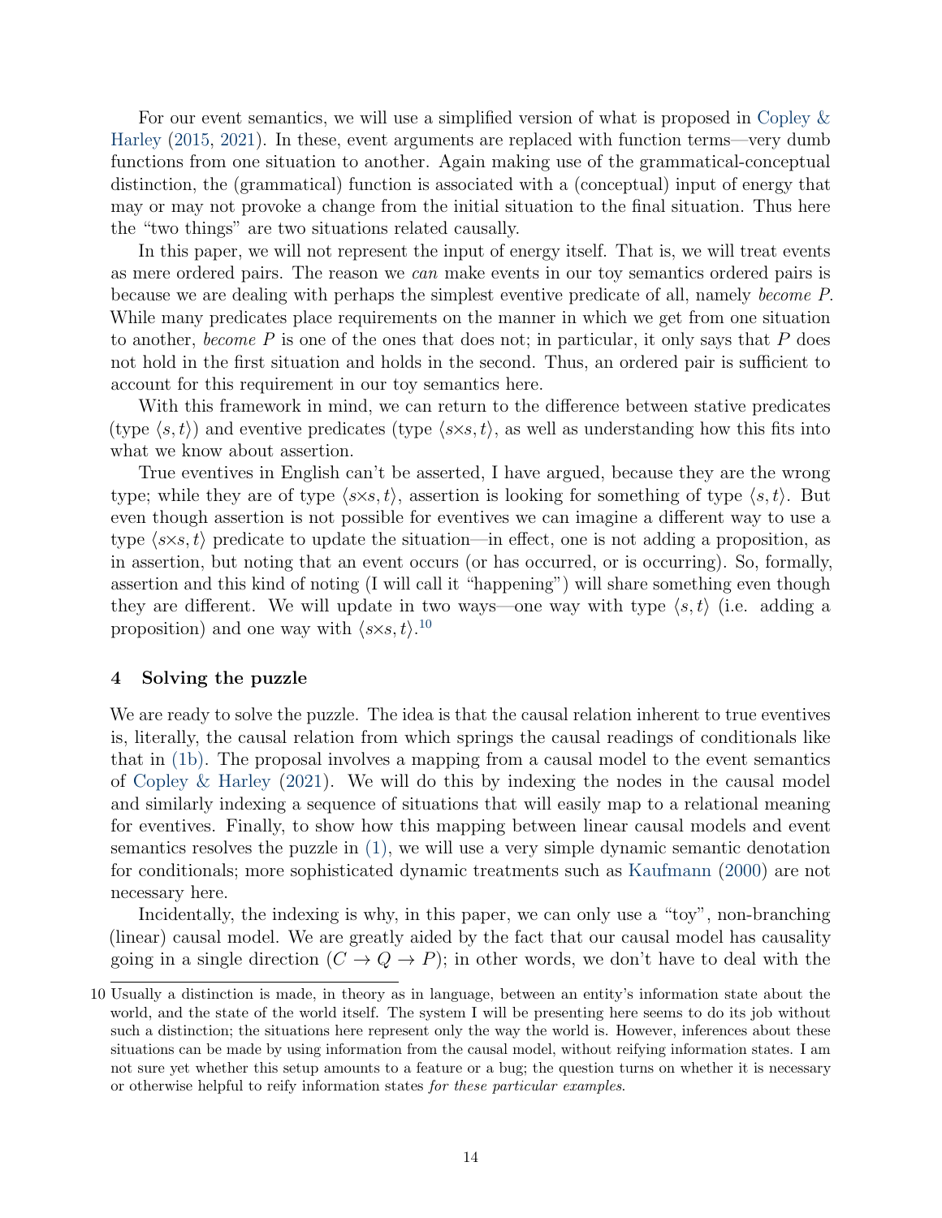For our event semantics, we will use a simplified version of what is proposed in Copley & Harley (2015, 2021). In these, event arguments are replaced with function terms—very dumb functions from one situation to another. Again making use of the grammatical-conceptual distinction, the (grammatical) function is associated with a (conceptual) input of energy that may or may not provoke a change from the initial situation to the final situation. Thus here the "two things" are two situations related causally.

In this paper, we will not represent the input of energy itself. That is, we will treat events as mere ordered pairs. The reason we *can* make events in our toy semantics ordered pairs is because we are dealing with perhaps the simplest eventive predicate of all, namely *become P*. While many predicates place requirements on the manner in which we get from one situation to another, *become P* is one of the ones that does not; in particular, it only says that $P$ does not hold in the first situation and holds in the second. Thus, an ordered pair is sufficient to account for this requirement in our toy semantics here.

With this framework in mind, we can return to the difference between stative predicates (type $\langle s, t\rangle$) and eventive predicates (type $\langle s{\times}s, t\rangle$, as well as understanding how this fits into what we know about assertion.

True eventives in English can't be asserted, I have argued, because they are the wrong type; while they are of type $\langle s{\times}s, t\rangle$, assertion is looking for something of type $\langle s, t\rangle$. But even though assertion is not possible for eventives we can imagine a different way to use a type $\langle s{\times}s, t\rangle$ predicate to update the situation—in effect, one is not adding a proposition, as in assertion, but noting that an event occurs (or has occurred, or is occurring). So, formally, assertion and this kind of noting (I will call it "happening") will share something even though they are different. We will update in two ways—one way with type $\langle s, t\rangle$ (i.e. adding a proposition) and one way with $\langle s{\times}s, t\rangle$.[10]

## 4 Solving the puzzle

We are ready to solve the puzzle. The idea is that the causal relation inherent to true eventives is, literally, the causal relation from which springs the causal readings of conditionals like that in (1b). The proposal involves a mapping from a causal model to the event semantics of Copley & Harley (2021). We will do this by indexing the nodes in the causal model and similarly indexing a sequence of situations that will easily map to a relational meaning for eventives. Finally, to show how this mapping between linear causal models and event semantics resolves the puzzle in (1), we will use a very simple dynamic semantic denotation for conditionals; more sophisticated dynamic treatments such as Kaufmann (2000) are not necessary here.

Incidentally, the indexing is why, in this paper, we can only use a "toy", non-branching (linear) causal model. We are greatly aided by the fact that our causal model has causality going in a single direction ($C \rightarrow Q \rightarrow P$); in other words, we don't have to deal with the

---

10 Usually a distinction is made, in theory as in language, between an entity's information state about the world, and the state of the world itself. The system I will be presenting here seems to do its job without such a distinction; the situations here represent only the way the world is. However, inferences about these situations can be made by using information from the causal model, without reifying information states. I am not sure yet whether this setup amounts to a feature or a bug; the question turns on whether it is necessary or otherwise helpful to reify information states *for these particular examples*.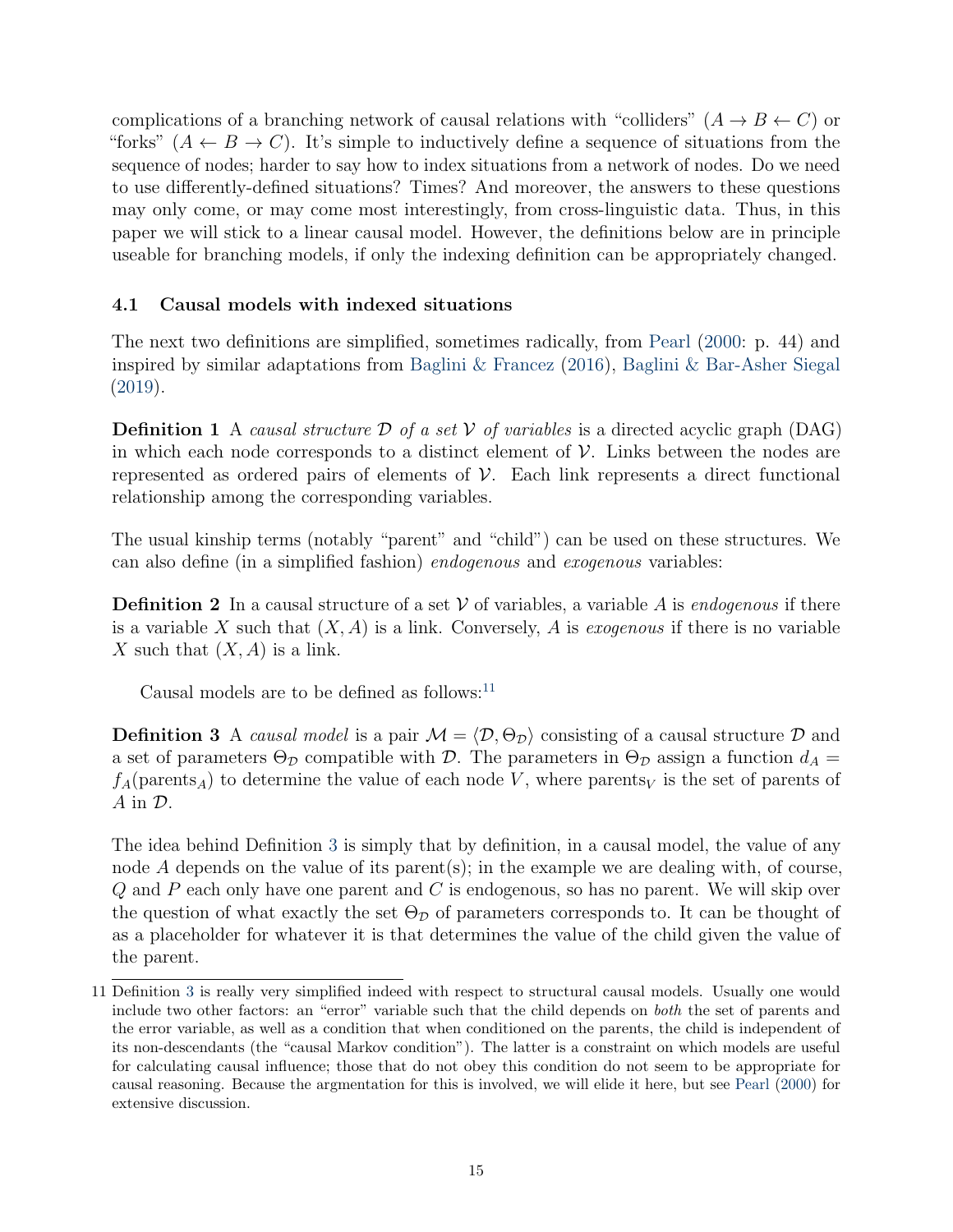complications of a branching network of causal relations with "colliders" ($A \rightarrow B \leftarrow C$) or "forks" ($A \leftarrow B \rightarrow C$). It's simple to inductively define a sequence of situations from the sequence of nodes; harder to say how to index situations from a network of nodes. Do we need to use differently-defined situations? Times? And moreover, the answers to these questions may only come, or may come most interestingly, from cross-linguistic data. Thus, in this paper we will stick to a linear causal model. However, the definitions below are in principle useable for branching models, if only the indexing definition can be appropriately changed.

### 4.1 Causal models with indexed situations

The next two definitions are simplified, sometimes radically, from Pearl (2000: p. 44) and inspired by similar adaptations from Baglini & Francez (2016), Baglini & Bar-Asher Siegal (2019).

**Definition 1** A *causal structure $\mathcal{D}$ of a set $\mathcal{V}$ of variables* is a directed acyclic graph (DAG) in which each node corresponds to a distinct element of $\mathcal{V}$. Links between the nodes are represented as ordered pairs of elements of $\mathcal{V}$. Each link represents a direct functional relationship among the corresponding variables.

The usual kinship terms (notably "parent" and "child") can be used on these structures. We can also define (in a simplified fashion) *endogenous* and *exogenous* variables:

**Definition 2** In a causal structure of a set $\mathcal{V}$ of variables, a variable $A$ is *endogenous* if there is a variable $X$ such that $(X, A)$ is a link. Conversely, $A$ is *exogenous* if there is no variable $X$ such that $(X, A)$ is a link.

Causal models are to be defined as follows:[11]

**Definition 3** A *causal model* is a pair $\mathcal{M} = \langle \mathcal{D}, \Theta_{\mathcal{D}} \rangle$ consisting of a causal structure $\mathcal{D}$ and a set of parameters $\Theta_{\mathcal{D}}$ compatible with $\mathcal{D}$. The parameters in $\Theta_{\mathcal{D}}$ assign a function $d_A = f_A(\text{parents}_A)$ to determine the value of each node $V$, where $\text{parents}_V$ is the set of parents of $A$ in $\mathcal{D}$.

The idea behind Definition 3 is simply that by definition, in a causal model, the value of any node $A$ depends on the value of its parent(s); in the example we are dealing with, of course, $Q$ and $P$ each only have one parent and $C$ is endogenous, so has no parent. We will skip over the question of what exactly the set $\Theta_{\mathcal{D}}$ of parameters corresponds to. It can be thought of as a placeholder for whatever it is that determines the value of the child given the value of the parent.

---

11 Definition 3 is really very simplified indeed with respect to structural causal models. Usually one would include two other factors: an "error" variable such that the child depends on *both* the set of parents and the error variable, as well as a condition that when conditioned on the parents, the child is independent of its non-descendants (the "causal Markov condition"). The latter is a constraint on which models are useful for calculating causal influence; those that do not obey this condition do not seem to be appropriate for causal reasoning. Because the argmentation for this is involved, we will elide it here, but see Pearl (2000) for extensive discussion.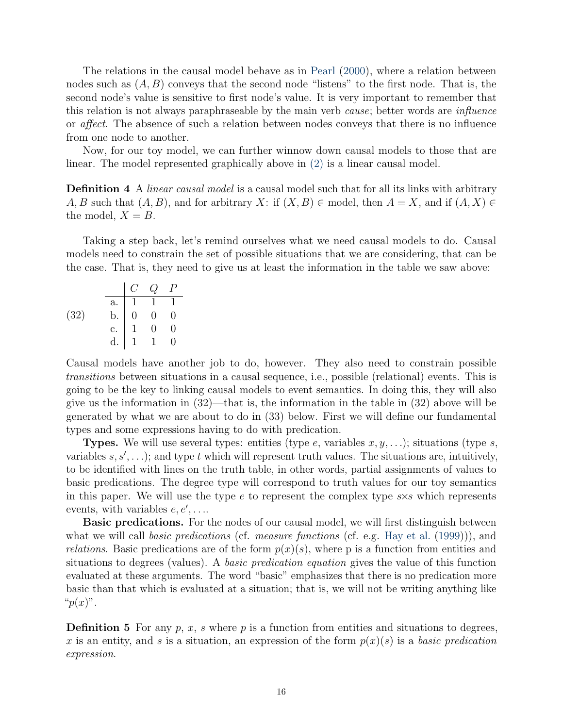The relations in the causal model behave as in Pearl (2000), where a relation between nodes such as $(A, B)$ conveys that the second node "listens" to the first node. That is, the second node's value is sensitive to first node's value. It is very important to remember that this relation is not always paraphraseable by the main verb *cause*; better words are *influence* or *affect*. The absence of such a relation between nodes conveys that there is no influence from one node to another.

Now, for our toy model, we can further winnow down causal models to those that are linear. The model represented graphically above in (2) is a linear causal model.

**Definition 4** A *linear causal model* is a causal model such that for all its links with arbitrary $A, B$ such that $(A, B)$, and for arbitrary $X$: if $(X, B) \in$ model, then $A = X$, and if $(A, X) \in$ the model, $X = B$.

Taking a step back, let's remind ourselves what we need causal models to do. Causal models need to constrain the set of possible situations that we are considering, that can be the case. That is, they need to give us at least the information in the table we saw above:

(32)

| | $C$ | $Q$ | $P$ |
|---|---|---|---|
| a. | 1 | 1 | 1 |
| b. | 0 | 0 | 0 |
| c. | 1 | 0 | 0 |
| d. | 1 | 1 | 0 |

Causal models have another job to do, however. They also need to constrain possible *transitions* between situations in a causal sequence, i.e., possible (relational) events. This is going to be the key to linking causal models to event semantics. In doing this, they will also give us the information in (32)—that is, the information in the table in (32) above will be generated by what we are about to do in (33) below. First we will define our fundamental types and some expressions having to do with predication.

**Types.** We will use several types: entities (type $e$, variables $x, y, \ldots$); situations (type $s$, variables $s, s', \ldots$); and type $t$ which will represent truth values. The situations are, intuitively, to be identified with lines on the truth table, in other words, partial assignments of values to basic predications. The degree type will correspond to truth values for our toy semantics in this paper. We will use the type $e$ to represent the complex type $s \times s$ which represents events, with variables $e, e', \ldots$.

**Basic predications.** For the nodes of our causal model, we will first distinguish between what we will call *basic predications* (cf. *measure functions* (cf. e.g. Hay et al. (1999))), and *relations*. Basic predications are of the form $p(x)(s)$, where p is a function from entities and situations to degrees (values). A *basic predication equation* gives the value of this function evaluated at these arguments. The word "basic" emphasizes that there is no predication more basic than that which is evaluated at a situation; that is, we will not be writing anything like "$p(x)$".

**Definition 5** For any $p$, $x$, $s$ where $p$ is a function from entities and situations to degrees, $x$ is an entity, and $s$ is a situation, an expression of the form $p(x)(s)$ is a *basic predication expression*.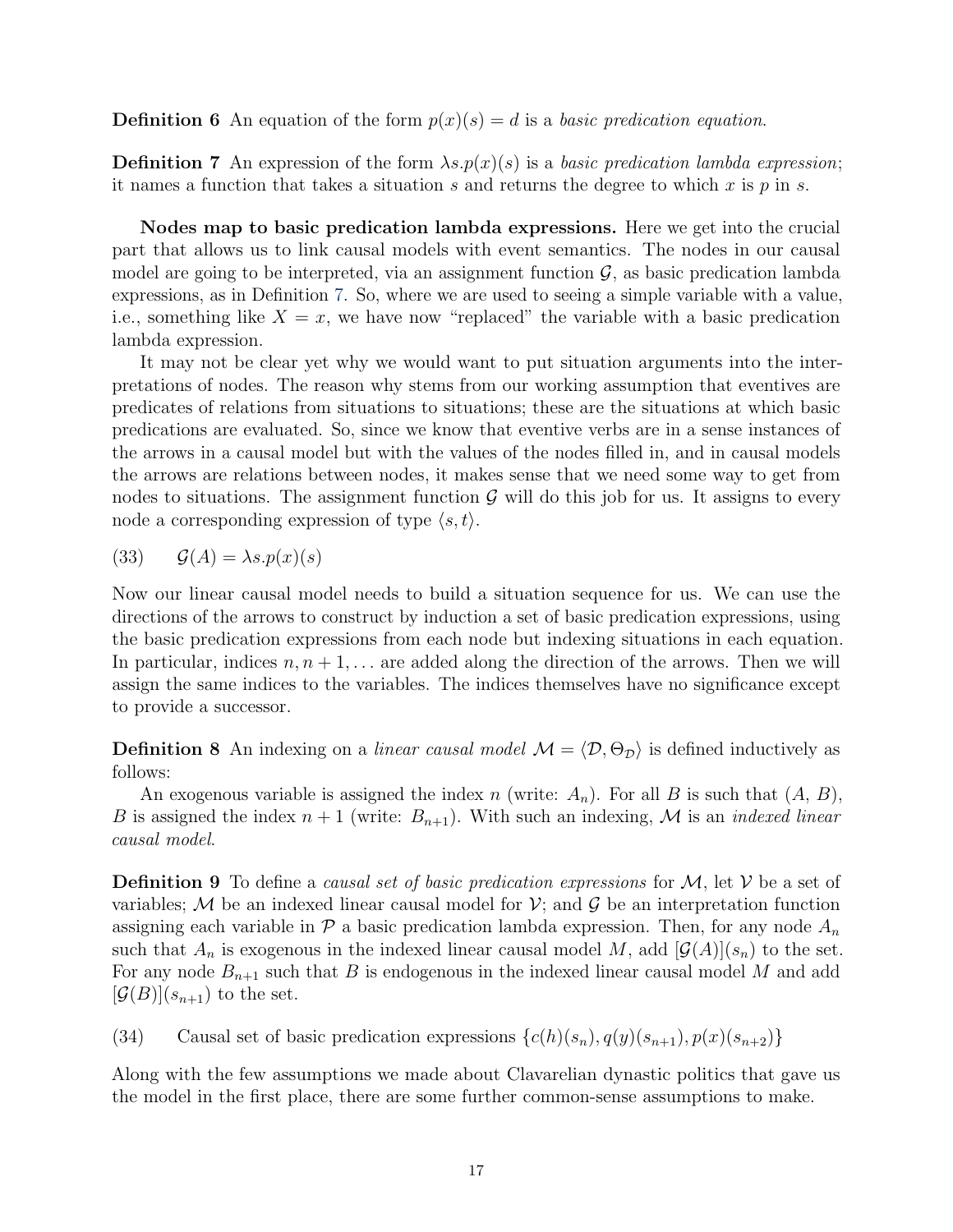**Definition 6** An equation of the form $p(x)(s) = d$ is a *basic predication equation.*

**Definition 7** An expression of the form $\lambda s.p(x)(s)$ is a *basic predication lambda expression*; it names a function that takes a situation $s$ and returns the degree to which $x$ is $p$ in $s$.

**Nodes map to basic predication lambda expressions.** Here we get into the crucial part that allows us to link causal models with event semantics. The nodes in our causal model are going to be interpreted, via an assignment function $\mathcal{G}$, as basic predication lambda expressions, as in Definition 7. So, where we are used to seeing a simple variable with a value, i.e., something like $X = x$, we have now "replaced" the variable with a basic predication lambda expression.

It may not be clear yet why we would want to put situation arguments into the interpretations of nodes. The reason why stems from our working assumption that eventives are predicates of relations from situations to situations; these are the situations at which basic predications are evaluated. So, since we know that eventive verbs are in a sense instances of the arrows in a causal model but with the values of the nodes filled in, and in causal models the arrows are relations between nodes, it makes sense that we need some way to get from nodes to situations. The assignment function $\mathcal{G}$ will do this job for us. It assigns to every node a corresponding expression of type $\langle s, t \rangle$.

(33) $\mathcal{G}(A) = \lambda s.p(x)(s)$

Now our linear causal model needs to build a situation sequence for us. We can use the directions of the arrows to construct by induction a set of basic predication expressions, using the basic predication expressions from each node but indexing situations in each equation. In particular, indices $n, n+1, \ldots$ are added along the direction of the arrows. Then we will assign the same indices to the variables. The indices themselves have no significance except to provide a successor.

**Definition 8** An indexing on a *linear causal model* $\mathcal{M} = \langle \mathcal{D}, \Theta_{\mathcal{D}} \rangle$ is defined inductively as follows:

An exogenous variable is assigned the index $n$ (write: $A_n$). For all $B$ is such that ($A$, $B$), $B$ is assigned the index $n+1$ (write: $B_{n+1}$). With such an indexing, $\mathcal{M}$ is an *indexed linear causal model*.

**Definition 9** To define a *causal set of basic predication expressions* for $\mathcal{M}$, let $\mathcal{V}$ be a set of variables; $\mathcal{M}$ be an indexed linear causal model for $\mathcal{V}$; and $\mathcal{G}$ be an interpretation function assigning each variable in $\mathcal{P}$ a basic predication lambda expression. Then, for any node $A_n$ such that $A_n$ is exogenous in the indexed linear causal model $M$, add $[\mathcal{G}(A)](s_n)$ to the set. For any node $B_{n+1}$ such that $B$ is endogenous in the indexed linear causal model $M$ and add $[\mathcal{G}(B)](s_{n+1})$ to the set.

(34) Causal set of basic predication expressions $\{c(h)(s_n), q(y)(s_{n+1}), p(x)(s_{n+2})\}$

Along with the few assumptions we made about Clavarelian dynastic politics that gave us the model in the first place, there are some further common-sense assumptions to make.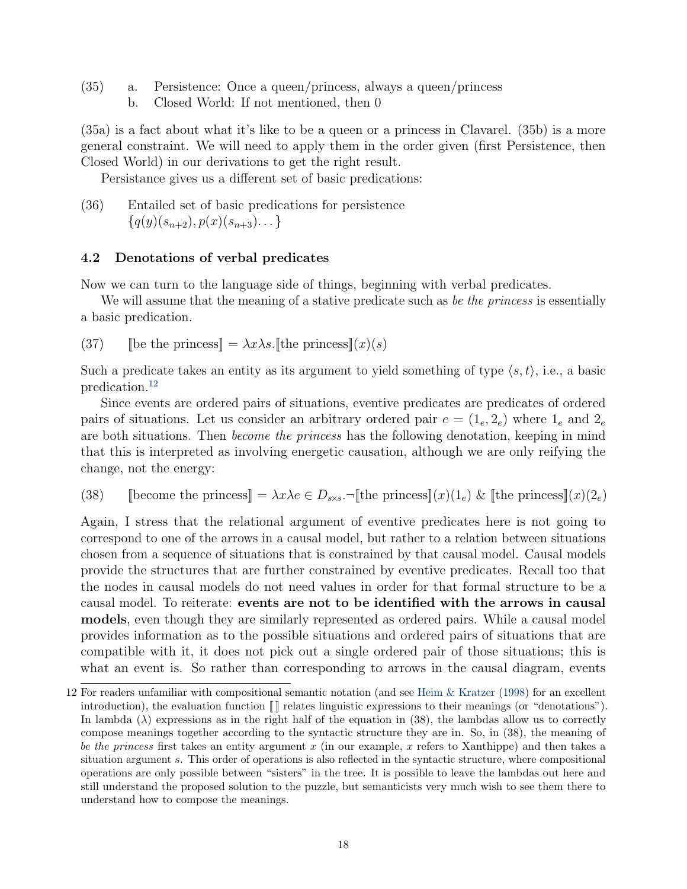(35) a. Persistence: Once a queen/princess, always a queen/princess

b. Closed World: If not mentioned, then 0

(35a) is a fact about what it's like to be a queen or a princess in Clavarel. (35b) is a more general constraint. We will need to apply them in the order given (first Persistence, then Closed World) in our derivations to get the right result.

Persistance gives us a different set of basic predications:

(36) Entailed set of basic predications for persistence
$\{q(y)(s_{n+2}), p(x)(s_{n+3})\ldots\}$

## 4.2 Denotations of verbal predicates

Now we can turn to the language side of things, beginning with verbal predicates.

We will assume that the meaning of a stative predicate such as *be the princess* is essentially a basic predication.

(37) $[\![\text{be the princess}]\!] = \lambda x \lambda s.[\![\text{the princess}]\!](x)(s)$

Such a predicate takes an entity as its argument to yield something of type $\langle s, t\rangle$, i.e., a basic predication.[12]

Since events are ordered pairs of situations, eventive predicates are predicates of ordered pairs of situations. Let us consider an arbitrary ordered pair $e = (1_e, 2_e)$ where $1_e$ and $2_e$ are both situations. Then *become the princess* has the following denotation, keeping in mind that this is interpreted as involving energetic causation, although we are only reifying the change, not the energy:

(38) $[\![\text{become the princess}]\!] = \lambda x \lambda e \in D_{s\times s}.\neg[\![\text{the princess}]\!](x)(1_e) \;\&\; [\![\text{the princess}]\!](x)(2_e)$

Again, I stress that the relational argument of eventive predicates here is not going to correspond to one of the arrows in a causal model, but rather to a relation between situations chosen from a sequence of situations that is constrained by that causal model. Causal models provide the structures that are further constrained by eventive predicates. Recall too that the nodes in causal models do not need values in order for that formal structure to be a causal model. To reiterate: **events are not to be identified with the arrows in causal models**, even though they are similarly represented as ordered pairs. While a causal model provides information as to the possible situations and ordered pairs of situations that are compatible with it, it does not pick out a single ordered pair of those situations; this is what an event is. So rather than corresponding to arrows in the causal diagram, events

12 For readers unfamiliar with compositional semantic notation (and see Heim & Kratzer (1998) for an excellent introduction), the evaluation function $[\![\,]\!]$ relates linguistic expressions to their meanings (or "denotations"). In lambda ($\lambda$) expressions as in the right half of the equation in (38), the lambdas allow us to correctly compose meanings together according to the syntactic structure they are in. So, in (38), the meaning of *be the princess* first takes an entity argument $x$ (in our example, $x$ refers to Xanthippe) and then takes a situation argument $s$. This order of operations is also reflected in the syntactic structure, where compositional operations are only possible between "sisters" in the tree. It is possible to leave the lambdas out here and still understand the proposed solution to the puzzle, but semanticists very much wish to see them there to understand how to compose the meanings.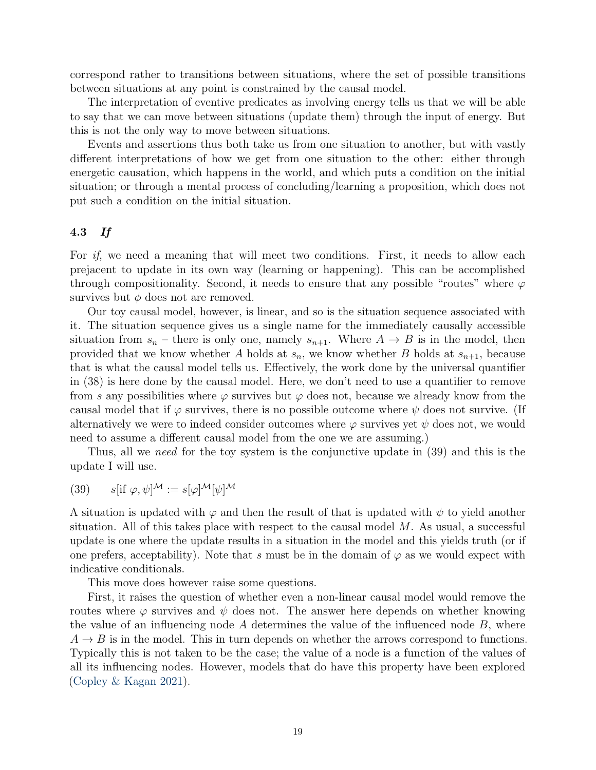correspond rather to transitions between situations, where the set of possible transitions between situations at any point is constrained by the causal model.

The interpretation of eventive predicates as involving energy tells us that we will be able to say that we can move between situations (update them) through the input of energy. But this is not the only way to move between situations.

Events and assertions thus both take us from one situation to another, but with vastly different interpretations of how we get from one situation to the other: either through energetic causation, which happens in the world, and which puts a condition on the initial situation; or through a mental process of concluding/learning a proposition, which does not put such a condition on the initial situation.

### 4.3 *If*

For *if*, we need a meaning that will meet two conditions. First, it needs to allow each prejacent to update in its own way (learning or happening). This can be accomplished through compositionality. Second, it needs to ensure that any possible "routes" where $\varphi$ survives but $\phi$ does not are removed.

Our toy causal model, however, is linear, and so is the situation sequence associated with it. The situation sequence gives us a single name for the immediately causally accessible situation from $s_n$ – there is only one, namely $s_{n+1}$. Where $A \rightarrow B$ is in the model, then provided that we know whether $A$ holds at $s_n$, we know whether $B$ holds at $s_{n+1}$, because that is what the causal model tells us. Effectively, the work done by the universal quantifier in (38) is here done by the causal model. Here, we don't need to use a quantifier to remove from $s$ any possibilities where $\varphi$ survives but $\varphi$ does not, because we already know from the causal model that if $\varphi$ survives, there is no possible outcome where $\psi$ does not survive. (If alternatively we were to indeed consider outcomes where $\varphi$ survives yet $\psi$ does not, we would need to assume a different causal model from the one we are assuming.)

Thus, all we *need* for the toy system is the conjunctive update in (39) and this is the update I will use.

(39) $\quad s[\text{if } \varphi, \psi]^{\mathcal{M}} := s[\varphi]^{\mathcal{M}}[\psi]^{\mathcal{M}}$

A situation is updated with $\varphi$ and then the result of that is updated with $\psi$ to yield another situation. All of this takes place with respect to the causal model $M$. As usual, a successful update is one where the update results in a situation in the model and this yields truth (or if one prefers, acceptability). Note that $s$ must be in the domain of $\varphi$ as we would expect with indicative conditionals.

This move does however raise some questions.

First, it raises the question of whether even a non-linear causal model would remove the routes where $\varphi$ survives and $\psi$ does not. The answer here depends on whether knowing the value of an influencing node $A$ determines the value of the influenced node $B$, where $A \rightarrow B$ is in the model. This in turn depends on whether the arrows correspond to functions. Typically this is not taken to be the case; the value of a node is a function of the values of all its influencing nodes. However, models that do have this property have been explored (Copley & Kagan 2021).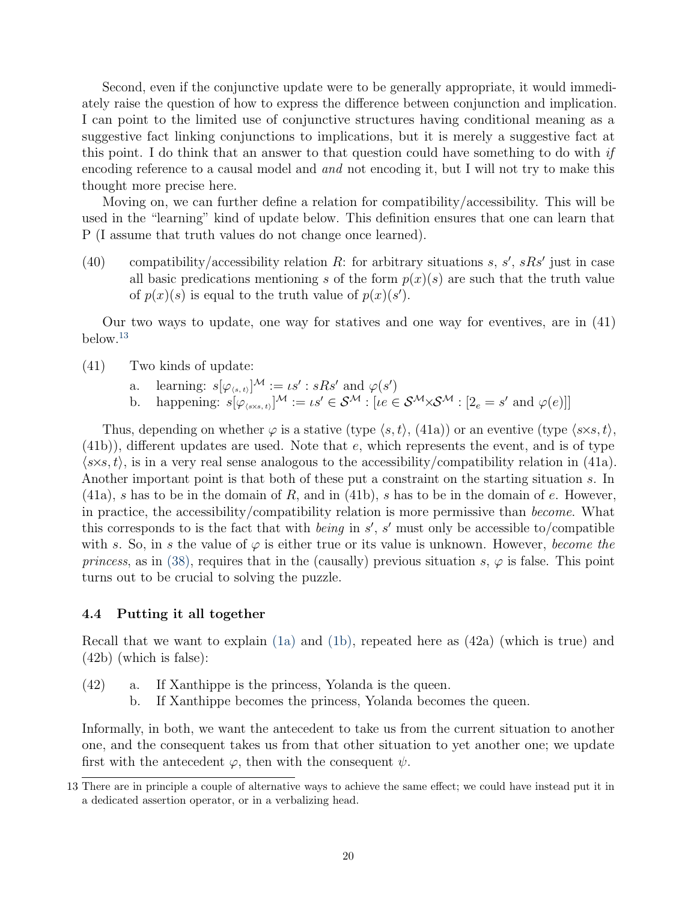Second, even if the conjunctive update were to be generally appropriate, it would immediately raise the question of how to express the difference between conjunction and implication. I can point to the limited use of conjunctive structures having conditional meaning as a suggestive fact linking conjunctions to implications, but it is merely a suggestive fact at this point. I do think that an answer to that question could have something to do with *if* encoding reference to a causal model and *and* not encoding it, but I will not try to make this thought more precise here.

Moving on, we can further define a relation for compatibility/accessibility. This will be used in the "learning" kind of update below. This definition ensures that one can learn that P (I assume that truth values do not change once learned).

(40) compatibility/accessibility relation $R$: for arbitrary situations $s$, $s'$, $sRs'$ just in case all basic predications mentioning $s$ of the form $p(x)(s)$ are such that the truth value of $p(x)(s)$ is equal to the truth value of $p(x)(s')$.

Our two ways to update, one way for statives and one way for eventives, are in (41) below.[13]

(41) Two kinds of update:

a. learning: $s[\varphi_{\langle s,\,t\rangle}]^{\mathcal{M}} := \iota s' : sRs' \text{ and } \varphi(s')$

b. happening: $s[\varphi_{\langle s\times s,\,t\rangle}]^{\mathcal{M}} := \iota s' \in \mathcal{S}^{\mathcal{M}} : [\iota e \in \mathcal{S}^{\mathcal{M}}{\times}\mathcal{S}^{\mathcal{M}} : [2_e = s' \text{ and } \varphi(e)]]$

Thus, depending on whether $\varphi$ is a stative (type $\langle s,t\rangle$, (41a)) or an eventive (type $\langle s{\times}s,t\rangle$, (41b)), different updates are used. Note that $e$, which represents the event, and is of type $\langle s{\times}s,t\rangle$, is in a very real sense analogous to the accessibility/compatibility relation in (41a). Another important point is that both of these put a constraint on the starting situation $s$. In (41a), $s$ has to be in the domain of $R$, and in (41b), $s$ has to be in the domain of $e$. However, in practice, the accessibility/compatibility relation is more permissive than *become*. What this corresponds to is the fact that with *being* in $s'$, $s'$ must only be accessible to/compatible with $s$. So, in $s$ the value of $\varphi$ is either true or its value is unknown. However, *become the princess*, as in (38), requires that in the (causally) previous situation $s$, $\varphi$ is false. This point turns out to be crucial to solving the puzzle.

### 4.4 Putting it all together

Recall that we want to explain (1a) and (1b), repeated here as (42a) (which is true) and (42b) (which is false):

(42) a. If Xanthippe is the princess, Yolanda is the queen.

b. If Xanthippe becomes the princess, Yolanda becomes the queen.

Informally, in both, we want the antecedent to take us from the current situation to another one, and the consequent takes us from that other situation to yet another one; we update first with the antecedent $\varphi$, then with the consequent $\psi$.

---

13 There are in principle a couple of alternative ways to achieve the same effect; we could have instead put it in a dedicated assertion operator, or in a verbalizing head.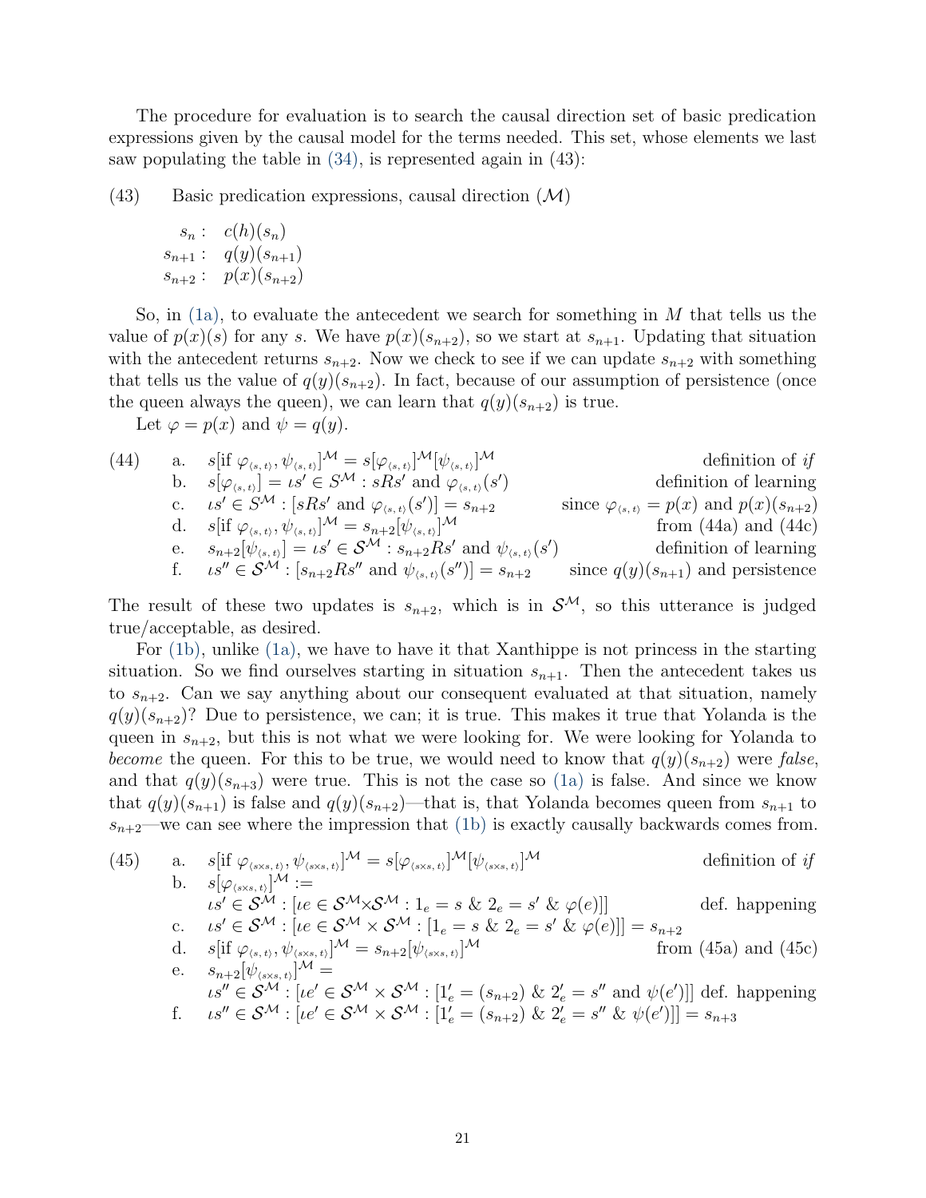The procedure for evaluation is to search the causal direction set of basic predication expressions given by the causal model for the terms needed. This set, whose elements we last saw populating the table in (34), is represented again in (43):

(43) Basic predication expressions, causal direction ($\mathcal{M}$)

$$
\begin{aligned}
s_n &: \; c(h)(s_n) \\
s_{n+1} &: \; q(y)(s_{n+1}) \\
s_{n+2} &: \; p(x)(s_{n+2})
\end{aligned}
$$

So, in (1a), to evaluate the antecedent we search for something in $M$ that tells us the value of $p(x)(s)$ for any $s$. We have $p(x)(s_{n+2})$, so we start at $s_{n+1}$. Updating that situation with the antecedent returns $s_{n+2}$. Now we check to see if we can update $s_{n+2}$ with something that tells us the value of $q(y)(s_{n+2})$. In fact, because of our assumption of persistence (once the queen always the queen), we can learn that $q(y)(s_{n+2})$ is true.

Let $\varphi = p(x)$ and $\psi = q(y)$.

(44)
a. $s[\text{if } \varphi_{\langle s,t\rangle}, \psi_{\langle s,t\rangle}]^{\mathcal{M}} = s[\varphi_{\langle s,t\rangle}]^{\mathcal{M}}[\psi_{\langle s,t\rangle}]^{\mathcal{M}}$ — definition of *if*
b. $s[\varphi_{\langle s,t\rangle}] = \iota s' \in S^{\mathcal{M}} : sRs' \text{ and } \varphi_{\langle s,t\rangle}(s')$ — definition of learning
c. $\iota s' \in S^{\mathcal{M}} : [sRs' \text{ and } \varphi_{\langle s,t\rangle}(s')] = s_{n+2}$ — since $\varphi_{\langle s,t\rangle} = p(x)$ and $p(x)(s_{n+2})$
d. $s[\text{if } \varphi_{\langle s,t\rangle}, \psi_{\langle s,t\rangle}]^{\mathcal{M}} = s_{n+2}[\psi_{\langle s,t\rangle}]^{\mathcal{M}}$ — from (44a) and (44c)
e. $s_{n+2}[\psi_{\langle s,t\rangle}] = \iota s' \in \mathcal{S}^{\mathcal{M}} : s_{n+2}Rs' \text{ and } \psi_{\langle s,t\rangle}(s')$ — definition of learning
f. $\iota s'' \in \mathcal{S}^{\mathcal{M}} : [s_{n+2}Rs'' \text{ and } \psi_{\langle s,t\rangle}(s'')] = s_{n+2}$ — since $q(y)(s_{n+1})$ and persistence

The result of these two updates is $s_{n+2}$, which is in $\mathcal{S}^{\mathcal{M}}$, so this utterance is judged true/acceptable, as desired.

For (1b), unlike (1a), we have to have it that Xanthippe is not princess in the starting situation. So we find ourselves starting in situation $s_{n+1}$. Then the antecedent takes us to $s_{n+2}$. Can we say anything about our consequent evaluated at that situation, namely $q(y)(s_{n+2})$? Due to persistence, we can; it is true. This makes it true that Yolanda is the queen in $s_{n+2}$, but this is not what we were looking for. We were looking for Yolanda to *become* the queen. For this to be true, we would need to know that $q(y)(s_{n+2})$ were *false*, and that $q(y)(s_{n+3})$ were true. This is not the case so (1a) is false. And since we know that $q(y)(s_{n+1})$ is false and $q(y)(s_{n+2})$—that is, that Yolanda becomes queen from $s_{n+1}$ to $s_{n+2}$—we can see where the impression that (1b) is exactly causally backwards comes from.

(45)
a. $s[\text{if } \varphi_{\langle s\times s,t\rangle}, \psi_{\langle s\times s,t\rangle}]^{\mathcal{M}} = s[\varphi_{\langle s\times s,t\rangle}]^{\mathcal{M}}[\psi_{\langle s\times s,t\rangle}]^{\mathcal{M}}$ — definition of *if*
b. $s[\varphi_{\langle s\times s,t\rangle}]^{\mathcal{M}} :=$
$\iota s' \in \mathcal{S}^{\mathcal{M}} : [\iota e \in \mathcal{S}^{\mathcal{M}} \times \mathcal{S}^{\mathcal{M}} : 1_e = s \;\&\; 2_e = s' \;\&\; \varphi(e)]]$ — def. happening
c. $\iota s' \in \mathcal{S}^{\mathcal{M}} : [\iota e \in \mathcal{S}^{\mathcal{M}} \times \mathcal{S}^{\mathcal{M}} : [1_e = s \;\&\; 2_e = s' \;\&\; \varphi(e)]] = s_{n+2}$
d. $s[\text{if } \varphi_{\langle s,t\rangle}, \psi_{\langle s\times s,t\rangle}]^{\mathcal{M}} = s_{n+2}[\psi_{\langle s\times s,t\rangle}]^{\mathcal{M}}$ — from (45a) and (45c)
e. $s_{n+2}[\psi_{\langle s\times s,t\rangle}]^{\mathcal{M}} =$
$\iota s'' \in \mathcal{S}^{\mathcal{M}} : [\iota e' \in \mathcal{S}^{\mathcal{M}} \times \mathcal{S}^{\mathcal{M}} : [1'_e = (s_{n+2}) \;\&\; 2'_e = s'' \text{ and } \psi(e')]]$ — def. happening
f. $\iota s'' \in \mathcal{S}^{\mathcal{M}} : [\iota e' \in \mathcal{S}^{\mathcal{M}} \times \mathcal{S}^{\mathcal{M}} : [1'_e = (s_{n+2}) \;\&\; 2'_e = s'' \;\&\; \psi(e')]] = s_{n+3}$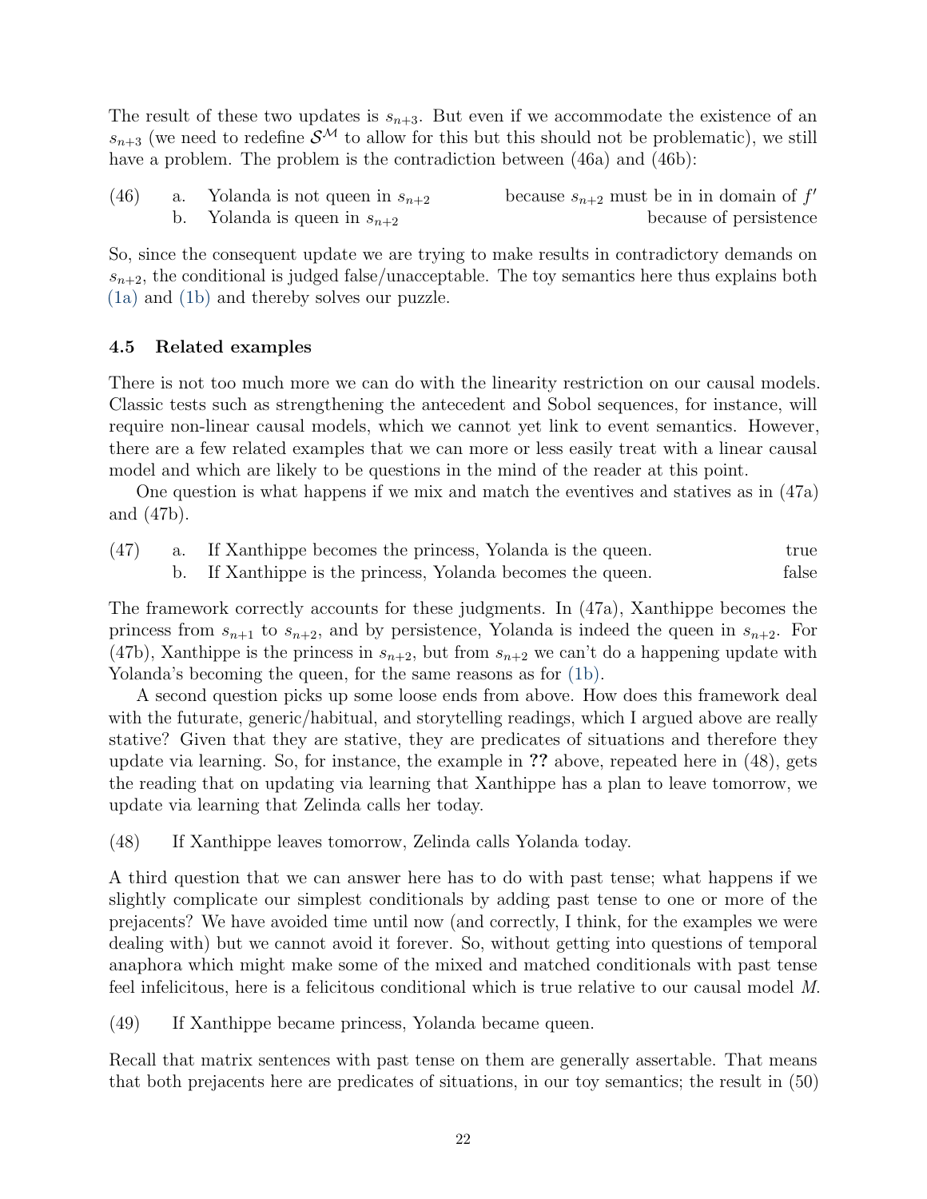The result of these two updates is $s_{n+3}$. But even if we accommodate the existence of an $s_{n+3}$ (we need to redefine $\mathcal{S}^{\mathcal{M}}$ to allow for this but this should not be problematic), we still have a problem. The problem is the contradiction between (46a) and (46b):

(46) a. Yolanda is not queen in $s_{n+2}$ — because $s_{n+2}$ must be in in domain of $f'$

b. Yolanda is queen in $s_{n+2}$ — because of persistence

So, since the consequent update we are trying to make results in contradictory demands on $s_{n+2}$, the conditional is judged false/unacceptable. The toy semantics here thus explains both (1a) and (1b) and thereby solves our puzzle.

### 4.5 Related examples

There is not too much more we can do with the linearity restriction on our causal models. Classic tests such as strengthening the antecedent and Sobol sequences, for instance, will require non-linear causal models, which we cannot yet link to event semantics. However, there are a few related examples that we can more or less easily treat with a linear causal model and which are likely to be questions in the mind of the reader at this point.

One question is what happens if we mix and match the eventives and statives as in (47a) and (47b).

(47) a. If Xanthippe becomes the princess, Yolanda is the queen. — true

b. If Xanthippe is the princess, Yolanda becomes the queen. — false

The framework correctly accounts for these judgments. In (47a), Xanthippe becomes the princess from $s_{n+1}$ to $s_{n+2}$, and by persistence, Yolanda is indeed the queen in $s_{n+2}$. For (47b), Xanthippe is the princess in $s_{n+2}$, but from $s_{n+2}$ we can't do a happening update with Yolanda's becoming the queen, for the same reasons as for (1b).

A second question picks up some loose ends from above. How does this framework deal with the futurate, generic/habitual, and storytelling readings, which I argued above are really stative? Given that they are stative, they are predicates of situations and therefore they update via learning. So, for instance, the example in **??** above, repeated here in (48), gets the reading that on updating via learning that Xanthippe has a plan to leave tomorrow, we update via learning that Zelinda calls her today.

(48) If Xanthippe leaves tomorrow, Zelinda calls Yolanda today.

A third question that we can answer here has to do with past tense; what happens if we slightly complicate our simplest conditionals by adding past tense to one or more of the prejacents? We have avoided time until now (and correctly, I think, for the examples we were dealing with) but we cannot avoid it forever. So, without getting into questions of temporal anaphora which might make some of the mixed and matched conditionals with past tense feel infelicitous, here is a felicitous conditional which is true relative to our causal model $M$.

(49) If Xanthippe became princess, Yolanda became queen.

Recall that matrix sentences with past tense on them are generally assertable. That means that both prejacents here are predicates of situations, in our toy semantics; the result in (50)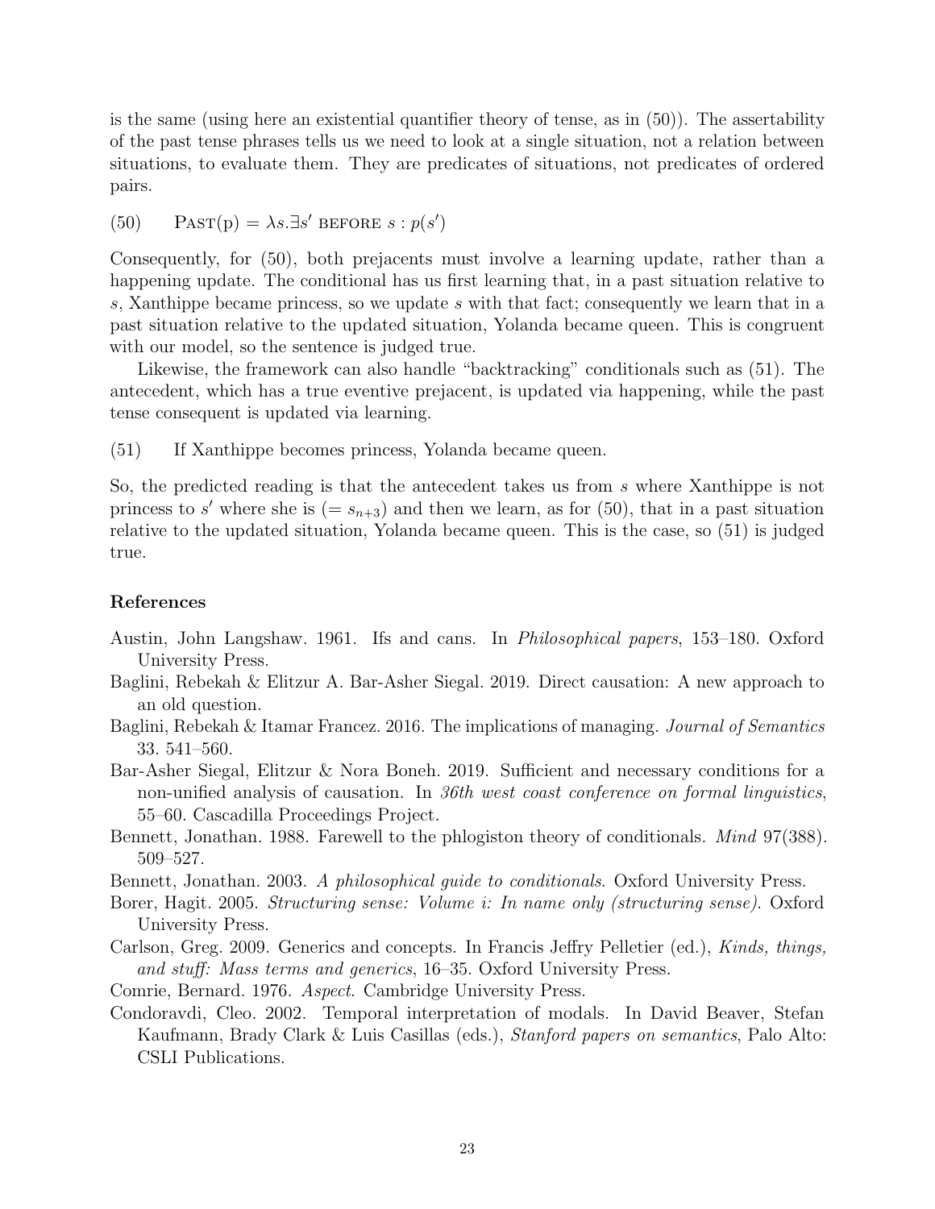is the same (using here an existential quantifier theory of tense, as in (50)). The assertability of the past tense phrases tells us we need to look at a single situation, not a relation between situations, to evaluate them. They are predicates of situations, not predicates of ordered pairs.

(50) $\text{Past}(p) = \lambda s.\exists s' \text{ before } s : p(s')$

Consequently, for (50), both prejacents must involve a learning update, rather than a happening update. The conditional has us first learning that, in a past situation relative to $s$, Xanthippe became princess, so we update $s$ with that fact; consequently we learn that in a past situation relative to the updated situation, Yolanda became queen. This is congruent with our model, so the sentence is judged true.

Likewise, the framework can also handle "backtracking" conditionals such as (51). The antecedent, which has a true eventive prejacent, is updated via happening, while the past tense consequent is updated via learning.

(51) If Xanthippe becomes princess, Yolanda became queen.

So, the predicted reading is that the antecedent takes us from $s$ where Xanthippe is not princess to $s'$ where she is ($= s_{n+3}$) and then we learn, as for (50), that in a past situation relative to the updated situation, Yolanda became queen. This is the case, so (51) is judged true.

## References

Austin, John Langshaw. 1961. Ifs and cans. In *Philosophical papers*, 153–180. Oxford University Press.

Baglini, Rebekah & Elitzur A. Bar-Asher Siegal. 2019. Direct causation: A new approach to an old question.

Baglini, Rebekah & Itamar Francez. 2016. The implications of managing. *Journal of Semantics* 33. 541–560.

Bar-Asher Siegal, Elitzur & Nora Boneh. 2019. Sufficient and necessary conditions for a non-unified analysis of causation. In *36th west coast conference on formal linguistics*, 55–60. Cascadilla Proceedings Project.

Bennett, Jonathan. 1988. Farewell to the phlogiston theory of conditionals. *Mind* 97(388). 509–527.

Bennett, Jonathan. 2003. *A philosophical guide to conditionals*. Oxford University Press.

Borer, Hagit. 2005. *Structuring sense: Volume i: In name only (structuring sense)*. Oxford University Press.

Carlson, Greg. 2009. Generics and concepts. In Francis Jeffry Pelletier (ed.), *Kinds, things, and stuff: Mass terms and generics*, 16–35. Oxford University Press.

Comrie, Bernard. 1976. *Aspect*. Cambridge University Press.

Condoravdi, Cleo. 2002. Temporal interpretation of modals. In David Beaver, Stefan Kaufmann, Brady Clark & Luis Casillas (eds.), *Stanford papers on semantics*, Palo Alto: CSLI Publications.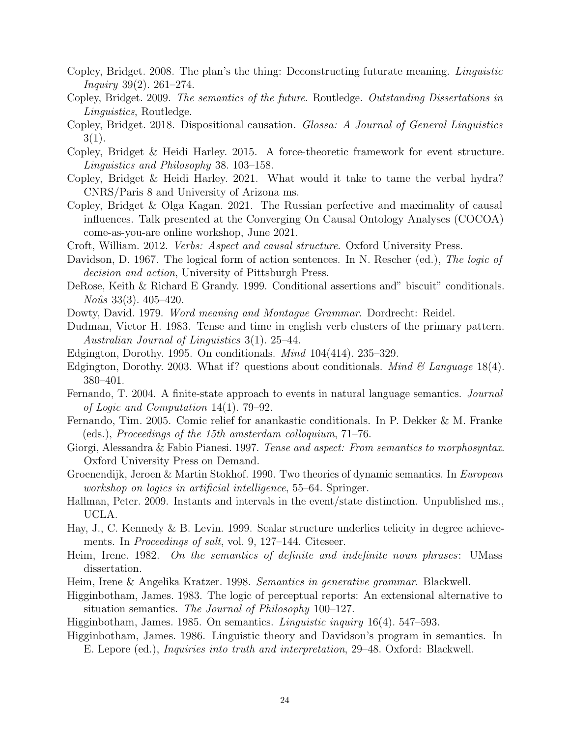Copley, Bridget. 2008. The plan's the thing: Deconstructing futurate meaning. *Linguistic Inquiry* 39(2). 261–274.

Copley, Bridget. 2009. *The semantics of the future*. Routledge. *Outstanding Dissertations in Linguistics*, Routledge.

Copley, Bridget. 2018. Dispositional causation. *Glossa: A Journal of General Linguistics* 3(1).

Copley, Bridget & Heidi Harley. 2015. A force-theoretic framework for event structure. *Linguistics and Philosophy* 38. 103–158.

Copley, Bridget & Heidi Harley. 2021. What would it take to tame the verbal hydra? CNRS/Paris 8 and University of Arizona ms.

Copley, Bridget & Olga Kagan. 2021. The Russian perfective and maximality of causal influences. Talk presented at the Converging On Causal Ontology Analyses (COCOA) come-as-you-are online workshop, June 2021.

Croft, William. 2012. *Verbs: Aspect and causal structure*. Oxford University Press.

Davidson, D. 1967. The logical form of action sentences. In N. Rescher (ed.), *The logic of decision and action*, University of Pittsburgh Press.

DeRose, Keith & Richard E Grandy. 1999. Conditional assertions and" biscuit" conditionals. *Noûs* 33(3). 405–420.

Dowty, David. 1979. *Word meaning and Montague Grammar*. Dordrecht: Reidel.

Dudman, Victor H. 1983. Tense and time in english verb clusters of the primary pattern. *Australian Journal of Linguistics* 3(1). 25–44.

Edgington, Dorothy. 1995. On conditionals. *Mind* 104(414). 235–329.

Edgington, Dorothy. 2003. What if? questions about conditionals. *Mind & Language* 18(4). 380–401.

Fernando, T. 2004. A finite-state approach to events in natural language semantics. *Journal of Logic and Computation* 14(1). 79–92.

Fernando, Tim. 2005. Comic relief for anankastic conditionals. In P. Dekker & M. Franke (eds.), *Proceedings of the 15th amsterdam colloquium*, 71–76.

Giorgi, Alessandra & Fabio Pianesi. 1997. *Tense and aspect: From semantics to morphosyntax*. Oxford University Press on Demand.

Groenendijk, Jeroen & Martin Stokhof. 1990. Two theories of dynamic semantics. In *European workshop on logics in artificial intelligence*, 55–64. Springer.

Hallman, Peter. 2009. Instants and intervals in the event/state distinction. Unpublished ms., UCLA.

Hay, J., C. Kennedy & B. Levin. 1999. Scalar structure underlies telicity in degree achievements. In *Proceedings of salt*, vol. 9, 127–144. Citeseer.

Heim, Irene. 1982. *On the semantics of definite and indefinite noun phrases*: UMass dissertation.

Heim, Irene & Angelika Kratzer. 1998. *Semantics in generative grammar*. Blackwell.

Higginbotham, James. 1983. The logic of perceptual reports: An extensional alternative to situation semantics. *The Journal of Philosophy* 100–127.

Higginbotham, James. 1985. On semantics. *Linguistic inquiry* 16(4). 547–593.

Higginbotham, James. 1986. Linguistic theory and Davidson's program in semantics. In E. Lepore (ed.), *Inquiries into truth and interpretation*, 29–48. Oxford: Blackwell.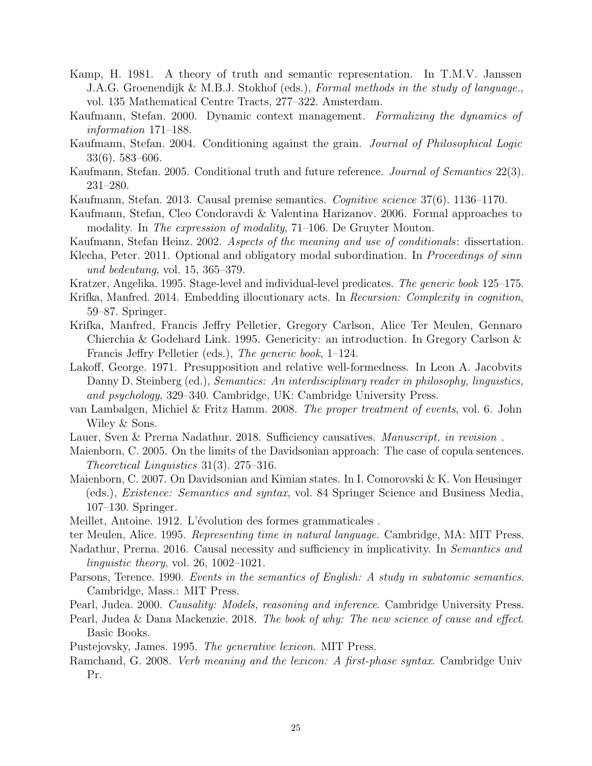Kamp, H. 1981. A theory of truth and semantic representation. In T.M.V. Janssen J.A.G. Groenendijk & M.B.J. Stokhof (eds.), *Formal methods in the study of language.*, vol. 135 Mathematical Centre Tracts, 277–322. Amsterdam.

Kaufmann, Stefan. 2000. Dynamic context management. *Formalizing the dynamics of information* 171–188.

Kaufmann, Stefan. 2004. Conditioning against the grain. *Journal of Philosophical Logic* 33(6). 583–606.

Kaufmann, Stefan. 2005. Conditional truth and future reference. *Journal of Semantics* 22(3). 231–280.

Kaufmann, Stefan. 2013. Causal premise semantics. *Cognitive science* 37(6). 1136–1170.

Kaufmann, Stefan, Cleo Condoravdi & Valentina Harizanov. 2006. Formal approaches to modality. In *The expression of modality*, 71–106. De Gruyter Mouton.

Kaufmann, Stefan Heinz. 2002. *Aspects of the meaning and use of conditionals*: dissertation.

Klecha, Peter. 2011. Optional and obligatory modal subordination. In *Proceedings of sinn und bedeutung*, vol. 15, 365–379.

Kratzer, Angelika. 1995. Stage-level and individual-level predicates. *The generic book* 125–175.

Krifka, Manfred. 2014. Embedding illocutionary acts. In *Recursion: Complexity in cognition*, 59–87. Springer.

Krifka, Manfred, Francis Jeffry Pelletier, Gregory Carlson, Alice Ter Meulen, Gennaro Chierchia & Godehard Link. 1995. Genericity: an introduction. In Gregory Carlson & Francis Jeffry Pelletier (eds.), *The generic book*, 1–124.

Lakoff, George. 1971. Presupposition and relative well-formedness. In Leon A. Jacobvits Danny D. Steinberg (ed.), *Semantics: An interdisciplinary reader in philosophy, linguistics, and psychology*, 329–340. Cambridge, UK: Cambridge University Press.

van Lambalgen, Michiel & Fritz Hamm. 2008. *The proper treatment of events*, vol. 6. John Wiley & Sons.

Lauer, Sven & Prerna Nadathur. 2018. Sufficiency causatives. *Manuscript, in revision* .

Maienborn, C. 2005. On the limits of the Davidsonian approach: The case of copula sentences. *Theoretical Linguistics* 31(3). 275–316.

Maienborn, C. 2007. On Davidsonian and Kimian states. In I. Comorovski & K. Von Heusinger (eds.), *Existence: Semantics and syntax*, vol. 84 Springer Science and Business Media, 107–130. Springer.

Meillet, Antoine. 1912. L'évolution des formes grammaticales .

ter Meulen, Alice. 1995. *Representing time in natural language*. Cambridge, MA: MIT Press.

Nadathur, Prerna. 2016. Causal necessity and sufficiency in implicativity. In *Semantics and linguistic theory*, vol. 26, 1002–1021.

Parsons, Terence. 1990. *Events in the semantics of English: A study in subatomic semantics*. Cambridge, Mass.: MIT Press.

Pearl, Judea. 2000. *Causality: Models, reasoning and inference*. Cambridge University Press.

Pearl, Judea & Dana Mackenzie. 2018. *The book of why: The new science of cause and effect*. Basic Books.

Pustejovsky, James. 1995. *The generative lexicon*. MIT Press.

Ramchand, G. 2008. *Verb meaning and the lexicon: A first-phase syntax*. Cambridge Univ Pr.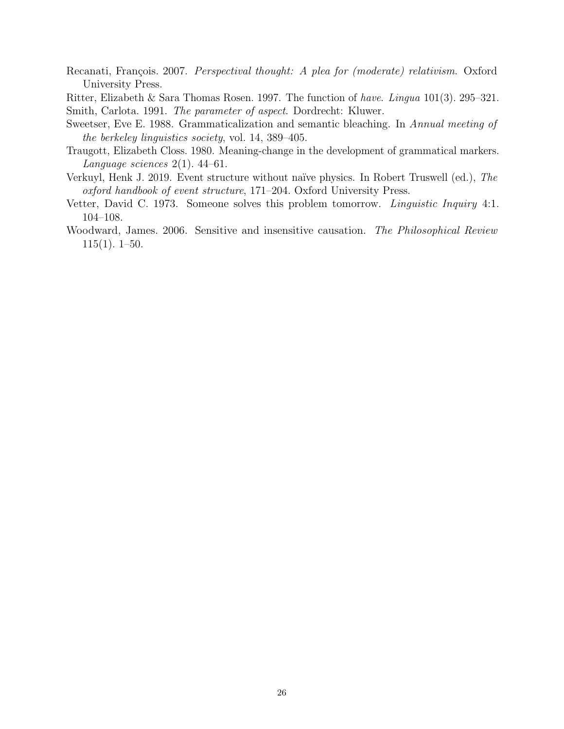Recanati, François. 2007. *Perspectival thought: A plea for (moderate) relativism*. Oxford University Press.

Ritter, Elizabeth & Sara Thomas Rosen. 1997. The function of *have*. *Lingua* 101(3). 295–321.

Smith, Carlota. 1991. *The parameter of aspect*. Dordrecht: Kluwer.

Sweetser, Eve E. 1988. Grammaticalization and semantic bleaching. In *Annual meeting of the berkeley linguistics society*, vol. 14, 389–405.

Traugott, Elizabeth Closs. 1980. Meaning-change in the development of grammatical markers. *Language sciences* 2(1). 44–61.

Verkuyl, Henk J. 2019. Event structure without naïve physics. In Robert Truswell (ed.), *The oxford handbook of event structure*, 171–204. Oxford University Press.

Vetter, David C. 1973. Someone solves this problem tomorrow. *Linguistic Inquiry* 4:1. 104–108.

Woodward, James. 2006. Sensitive and insensitive causation. *The Philosophical Review* 115(1). 1–50.